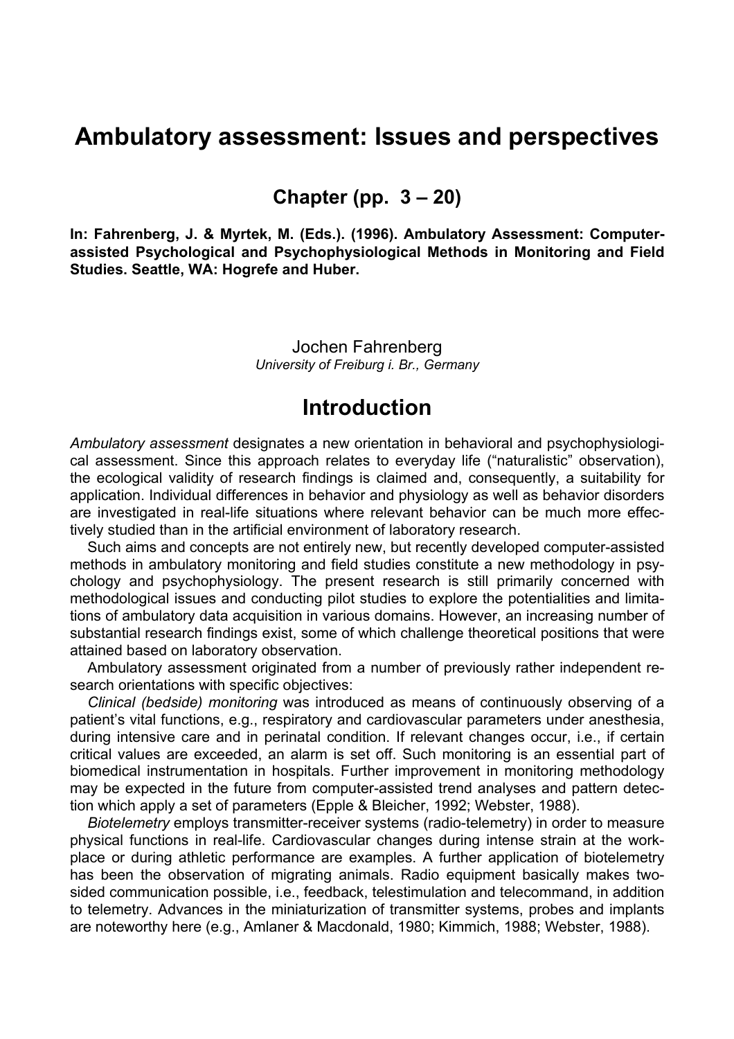# Ambulatory assessment: Issues and perspectives

## Chapter (pp. 3 – 20)

**In: Fahrenberg, J. & Myrtek, M. (Eds.). (1996). Ambulatory Assessment: Computer-assisted Psychological and Psychophysiological Methods in Monitoring and Field Studies. Seattle, WA: Hogrefe and Huber.**

Jochen Fahrenberg
*University of Freiburg i. Br., Germany*

## Introduction

*Ambulatory assessment* designates a new orientation in behavioral and psychophysiological assessment. Since this approach relates to everyday life ("naturalistic" observation), the ecological validity of research findings is claimed and, consequently, a suitability for application. Individual differences in behavior and physiology as well as behavior disorders are investigated in real-life situations where relevant behavior can be much more effectively studied than in the artificial environment of laboratory research.

Such aims and concepts are not entirely new, but recently developed computer-assisted methods in ambulatory monitoring and field studies constitute a new methodology in psychology and psychophysiology. The present research is still primarily concerned with methodological issues and conducting pilot studies to explore the potentialities and limitations of ambulatory data acquisition in various domains. However, an increasing number of substantial research findings exist, some of which challenge theoretical positions that were attained based on laboratory observation.

Ambulatory assessment originated from a number of previously rather independent research orientations with specific objectives:

*Clinical (bedside) monitoring* was introduced as means of continuously observing of a patient's vital functions, e.g., respiratory and cardiovascular parameters under anesthesia, during intensive care and in perinatal condition. If relevant changes occur, i.e., if certain critical values are exceeded, an alarm is set off. Such monitoring is an essential part of biomedical instrumentation in hospitals. Further improvement in monitoring methodology may be expected in the future from computer-assisted trend analyses and pattern detection which apply a set of parameters (Epple & Bleicher, 1992; Webster, 1988).

*Biotelemetry* employs transmitter-receiver systems (radio-telemetry) in order to measure physical functions in real-life. Cardiovascular changes during intense strain at the workplace or during athletic performance are examples. A further application of biotelemetry has been the observation of migrating animals. Radio equipment basically makes two-sided communication possible, i.e., feedback, telestimulation and telecommand, in addition to telemetry. Advances in the miniaturization of transmitter systems, probes and implants are noteworthy here (e.g., Amlaner & Macdonald, 1980; Kimmich, 1988; Webster, 1988).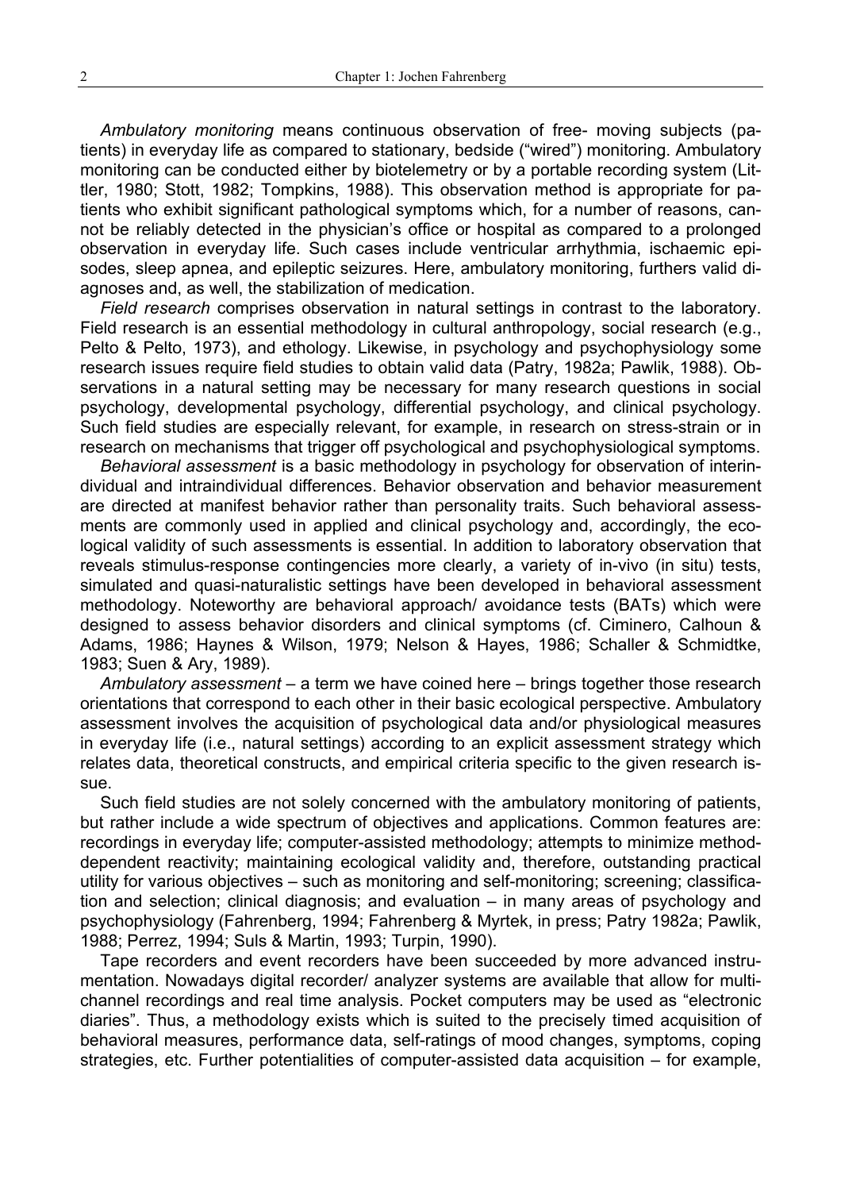*Ambulatory monitoring* means continuous observation of free- moving subjects (patients) in everyday life as compared to stationary, bedside ("wired") monitoring. Ambulatory monitoring can be conducted either by biotelemetry or by a portable recording system (Littler, 1980; Stott, 1982; Tompkins, 1988). This observation method is appropriate for patients who exhibit significant pathological symptoms which, for a number of reasons, cannot be reliably detected in the physician's office or hospital as compared to a prolonged observation in everyday life. Such cases include ventricular arrhythmia, ischaemic episodes, sleep apnea, and epileptic seizures. Here, ambulatory monitoring, furthers valid diagnoses and, as well, the stabilization of medication.

*Field research* comprises observation in natural settings in contrast to the laboratory. Field research is an essential methodology in cultural anthropology, social research (e.g., Pelto & Pelto, 1973), and ethology. Likewise, in psychology and psychophysiology some research issues require field studies to obtain valid data (Patry, 1982a; Pawlik, 1988). Observations in a natural setting may be necessary for many research questions in social psychology, developmental psychology, differential psychology, and clinical psychology. Such field studies are especially relevant, for example, in research on stress-strain or in research on mechanisms that trigger off psychological and psychophysiological symptoms.

*Behavioral assessment* is a basic methodology in psychology for observation of interindividual and intraindividual differences. Behavior observation and behavior measurement are directed at manifest behavior rather than personality traits. Such behavioral assessments are commonly used in applied and clinical psychology and, accordingly, the ecological validity of such assessments is essential. In addition to laboratory observation that reveals stimulus-response contingencies more clearly, a variety of in-vivo (in situ) tests, simulated and quasi-naturalistic settings have been developed in behavioral assessment methodology. Noteworthy are behavioral approach/ avoidance tests (BATs) which were designed to assess behavior disorders and clinical symptoms (cf. Ciminero, Calhoun & Adams, 1986; Haynes & Wilson, 1979; Nelson & Hayes, 1986; Schaller & Schmidtke, 1983; Suen & Ary, 1989).

*Ambulatory assessment* – a term we have coined here – brings together those research orientations that correspond to each other in their basic ecological perspective. Ambulatory assessment involves the acquisition of psychological data and/or physiological measures in everyday life (i.e., natural settings) according to an explicit assessment strategy which relates data, theoretical constructs, and empirical criteria specific to the given research issue.

Such field studies are not solely concerned with the ambulatory monitoring of patients, but rather include a wide spectrum of objectives and applications. Common features are: recordings in everyday life; computer-assisted methodology; attempts to minimize method-dependent reactivity; maintaining ecological validity and, therefore, outstanding practical utility for various objectives – such as monitoring and self-monitoring; screening; classification and selection; clinical diagnosis; and evaluation – in many areas of psychology and psychophysiology (Fahrenberg, 1994; Fahrenberg & Myrtek, in press; Patry 1982a; Pawlik, 1988; Perrez, 1994; Suls & Martin, 1993; Turpin, 1990).

Tape recorders and event recorders have been succeeded by more advanced instrumentation. Nowadays digital recorder/ analyzer systems are available that allow for multi-channel recordings and real time analysis. Pocket computers may be used as "electronic diaries". Thus, a methodology exists which is suited to the precisely timed acquisition of behavioral measures, performance data, self-ratings of mood changes, symptoms, coping strategies, etc. Further potentialities of computer-assisted data acquisition – for example,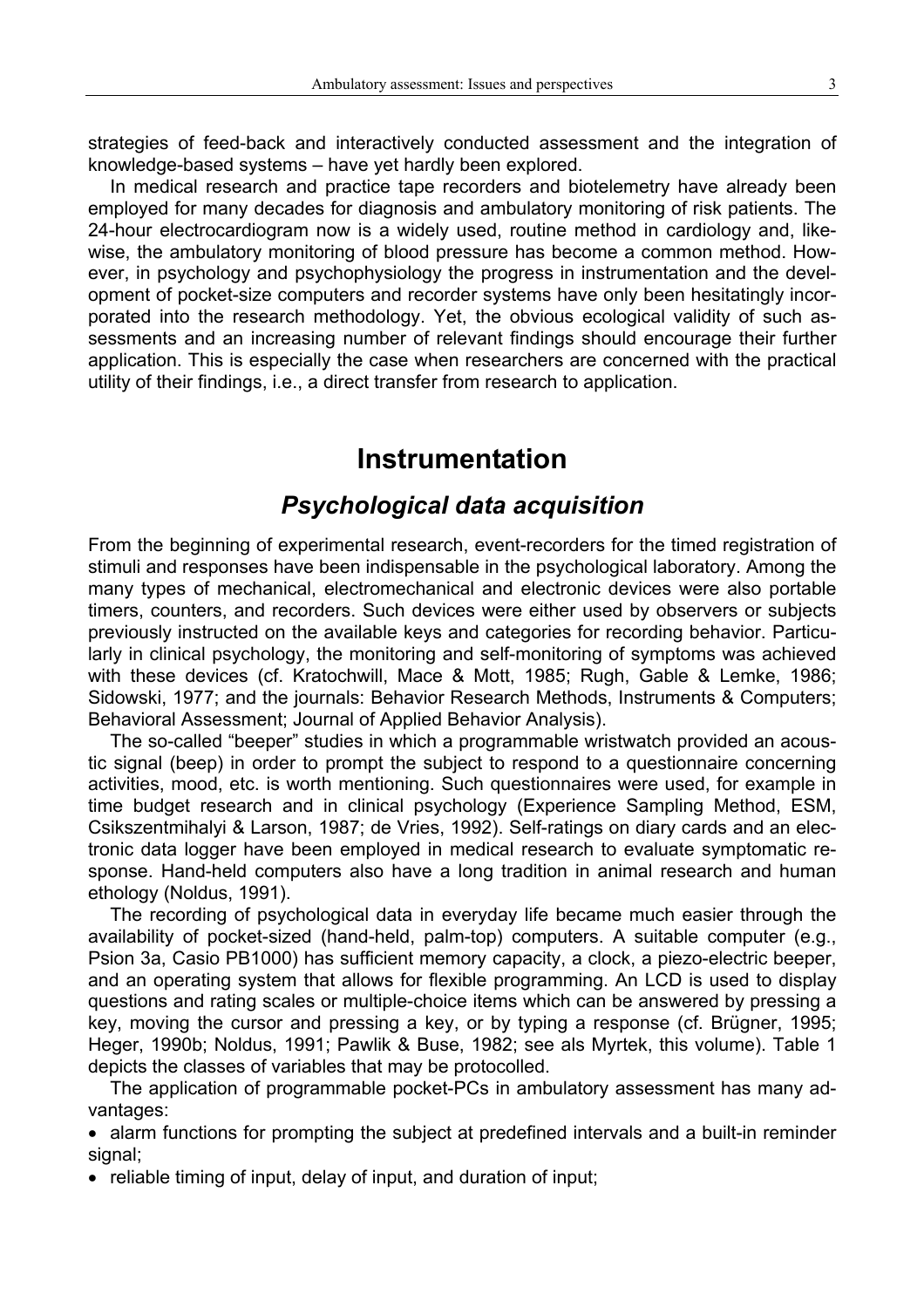strategies of feed-back and interactively conducted assessment and the integration of knowledge-based systems – have yet hardly been explored.

In medical research and practice tape recorders and biotelemetry have already been employed for many decades for diagnosis and ambulatory monitoring of risk patients. The 24-hour electrocardiogram now is a widely used, routine method in cardiology and, likewise, the ambulatory monitoring of blood pressure has become a common method. However, in psychology and psychophysiology the progress in instrumentation and the development of pocket-size computers and recorder systems have only been hesitatingly incorporated into the research methodology. Yet, the obvious ecological validity of such assessments and an increasing number of relevant findings should encourage their further application. This is especially the case when researchers are concerned with the practical utility of their findings, i.e., a direct transfer from research to application.

# Instrumentation

## *Psychological data acquisition*

From the beginning of experimental research, event-recorders for the timed registration of stimuli and responses have been indispensable in the psychological laboratory. Among the many types of mechanical, electromechanical and electronic devices were also portable timers, counters, and recorders. Such devices were either used by observers or subjects previously instructed on the available keys and categories for recording behavior. Particularly in clinical psychology, the monitoring and self-monitoring of symptoms was achieved with these devices (cf. Kratochwill, Mace & Mott, 1985; Rugh, Gable & Lemke, 1986; Sidowski, 1977; and the journals: Behavior Research Methods, Instruments & Computers; Behavioral Assessment; Journal of Applied Behavior Analysis).

The so-called "beeper" studies in which a programmable wristwatch provided an acoustic signal (beep) in order to prompt the subject to respond to a questionnaire concerning activities, mood, etc. is worth mentioning. Such questionnaires were used, for example in time budget research and in clinical psychology (Experience Sampling Method, ESM, Csikszentmihalyi & Larson, 1987; de Vries, 1992). Self-ratings on diary cards and an electronic data logger have been employed in medical research to evaluate symptomatic response. Hand-held computers also have a long tradition in animal research and human ethology (Noldus, 1991).

The recording of psychological data in everyday life became much easier through the availability of pocket-sized (hand-held, palm-top) computers. A suitable computer (e.g., Psion 3a, Casio PB1000) has sufficient memory capacity, a clock, a piezo-electric beeper, and an operating system that allows for flexible programming. An LCD is used to display questions and rating scales or multiple-choice items which can be answered by pressing a key, moving the cursor and pressing a key, or by typing a response (cf. Brügner, 1995; Heger, 1990b; Noldus, 1991; Pawlik & Buse, 1982; see als Myrtek, this volume). Table 1 depicts the classes of variables that may be protocolled.

The application of programmable pocket-PCs in ambulatory assessment has many advantages:

- alarm functions for prompting the subject at predefined intervals and a built-in reminder signal;
- reliable timing of input, delay of input, and duration of input;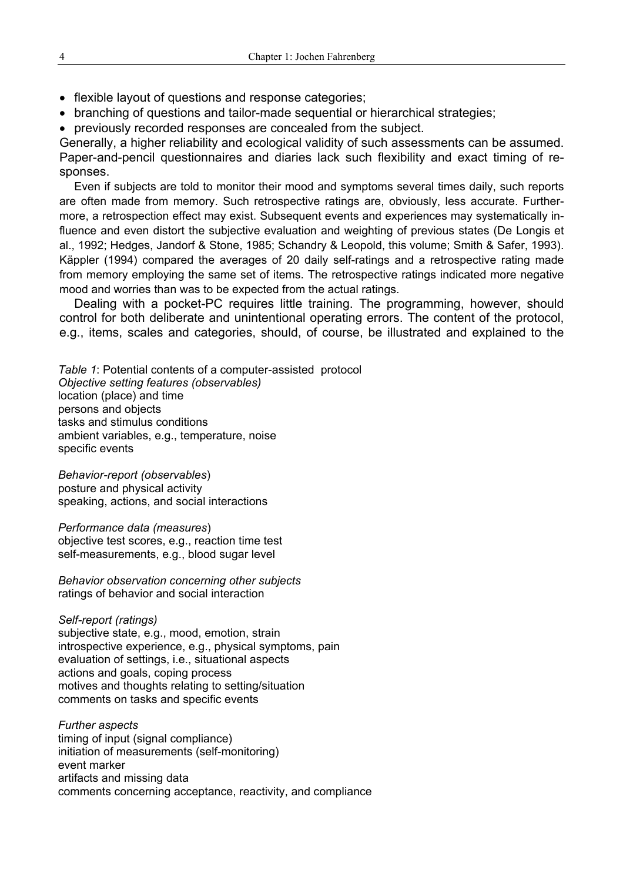- flexible layout of questions and response categories;
- branching of questions and tailor-made sequential or hierarchical strategies;
- previously recorded responses are concealed from the subject.

Generally, a higher reliability and ecological validity of such assessments can be assumed. Paper-and-pencil questionnaires and diaries lack such flexibility and exact timing of responses.

Even if subjects are told to monitor their mood and symptoms several times daily, such reports are often made from memory. Such retrospective ratings are, obviously, less accurate. Furthermore, a retrospection effect may exist. Subsequent events and experiences may systematically influence and even distort the subjective evaluation and weighting of previous states (De Longis et al., 1992; Hedges, Jandorf & Stone, 1985; Schandry & Leopold, this volume; Smith & Safer, 1993). Käppler (1994) compared the averages of 20 daily self-ratings and a retrospective rating made from memory employing the same set of items. The retrospective ratings indicated more negative mood and worries than was to be expected from the actual ratings.

Dealing with a pocket-PC requires little training. The programming, however, should control for both deliberate and unintentional operating errors. The content of the protocol, e.g., items, scales and categories, should, of course, be illustrated and explained to the

*Table 1*: Potential contents of a computer-assisted protocol

*Objective setting features (observables)*
location (place) and time
persons and objects
tasks and stimulus conditions
ambient variables, e.g., temperature, noise
specific events

*Behavior-report (observables)*
posture and physical activity
speaking, actions, and social interactions

*Performance data (measures)*
objective test scores, e.g., reaction time test
self-measurements, e.g., blood sugar level

*Behavior observation concerning other subjects*
ratings of behavior and social interaction

*Self-report (ratings)*
subjective state, e.g., mood, emotion, strain
introspective experience, e.g., physical symptoms, pain
evaluation of settings, i.e., situational aspects
actions and goals, coping process
motives and thoughts relating to setting/situation
comments on tasks and specific events

*Further aspects*
timing of input (signal compliance)
initiation of measurements (self-monitoring)
event marker
artifacts and missing data
comments concerning acceptance, reactivity, and compliance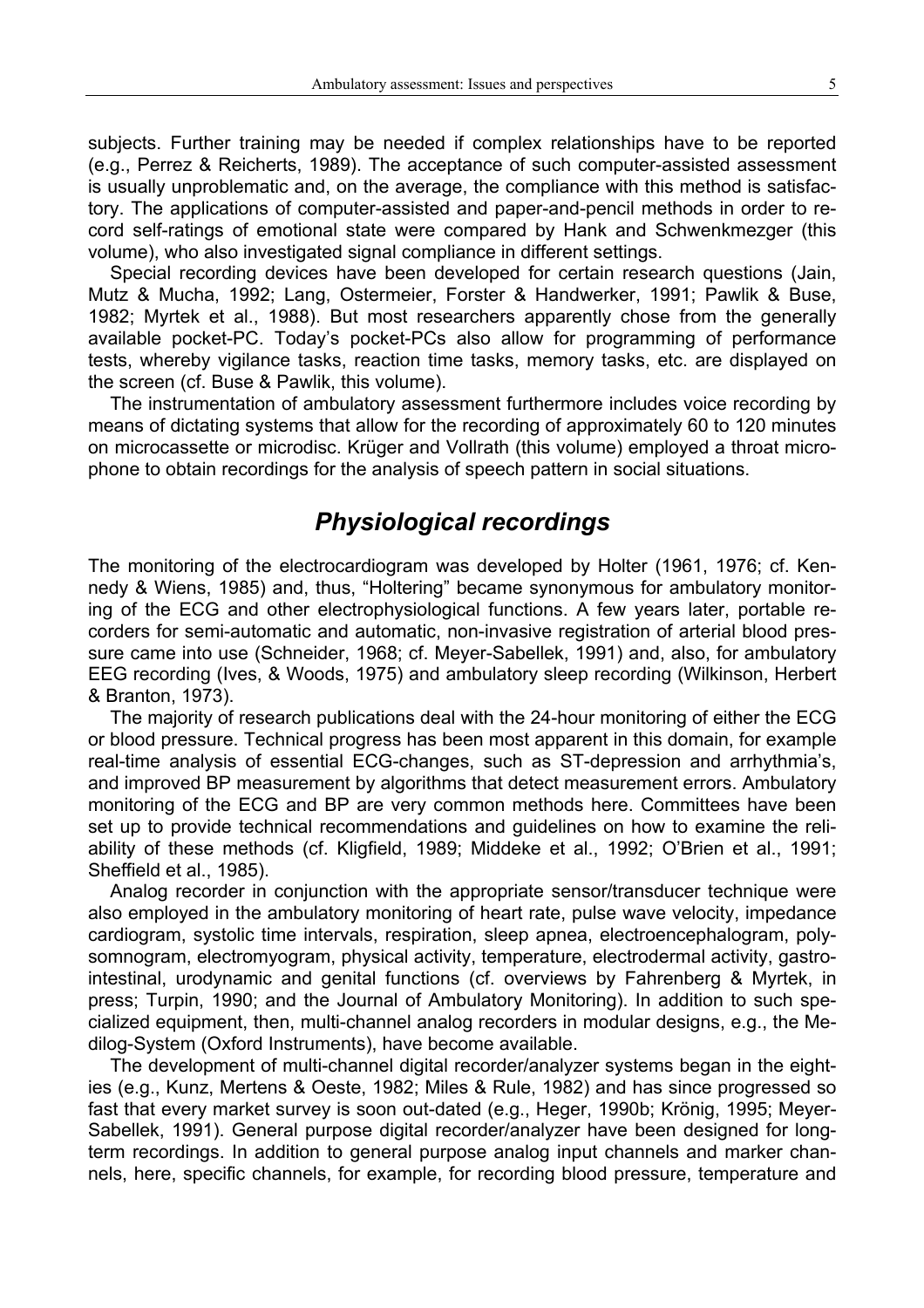subjects. Further training may be needed if complex relationships have to be reported (e.g., Perrez & Reicherts, 1989). The acceptance of such computer-assisted assessment is usually unproblematic and, on the average, the compliance with this method is satisfactory. The applications of computer-assisted and paper-and-pencil methods in order to record self-ratings of emotional state were compared by Hank and Schwenkmezger (this volume), who also investigated signal compliance in different settings.

Special recording devices have been developed for certain research questions (Jain, Mutz & Mucha, 1992; Lang, Ostermeier, Forster & Handwerker, 1991; Pawlik & Buse, 1982; Myrtek et al., 1988). But most researchers apparently chose from the generally available pocket-PC. Today's pocket-PCs also allow for programming of performance tests, whereby vigilance tasks, reaction time tasks, memory tasks, etc. are displayed on the screen (cf. Buse & Pawlik, this volume).

The instrumentation of ambulatory assessment furthermore includes voice recording by means of dictating systems that allow for the recording of approximately 60 to 120 minutes on microcassette or microdisc. Krüger and Vollrath (this volume) employed a throat microphone to obtain recordings for the analysis of speech pattern in social situations.

## Physiological recordings

The monitoring of the electrocardiogram was developed by Holter (1961, 1976; cf. Kennedy & Wiens, 1985) and, thus, "Holtering" became synonymous for ambulatory monitoring of the ECG and other electrophysiological functions. A few years later, portable recorders for semi-automatic and automatic, non-invasive registration of arterial blood pressure came into use (Schneider, 1968; cf. Meyer-Sabellek, 1991) and, also, for ambulatory EEG recording (Ives, & Woods, 1975) and ambulatory sleep recording (Wilkinson, Herbert & Branton, 1973).

The majority of research publications deal with the 24-hour monitoring of either the ECG or blood pressure. Technical progress has been most apparent in this domain, for example real-time analysis of essential ECG-changes, such as ST-depression and arrhythmia's, and improved BP measurement by algorithms that detect measurement errors. Ambulatory monitoring of the ECG and BP are very common methods here. Committees have been set up to provide technical recommendations and guidelines on how to examine the reliability of these methods (cf. Kligfield, 1989; Middeke et al., 1992; O'Brien et al., 1991; Sheffield et al., 1985).

Analog recorder in conjunction with the appropriate sensor/transducer technique were also employed in the ambulatory monitoring of heart rate, pulse wave velocity, impedance cardiogram, systolic time intervals, respiration, sleep apnea, electroencephalogram, polysomnogram, electromyogram, physical activity, temperature, electrodermal activity, gastrointestinal, urodynamic and genital functions (cf. overviews by Fahrenberg & Myrtek, in press; Turpin, 1990; and the Journal of Ambulatory Monitoring). In addition to such specialized equipment, then, multi-channel analog recorders in modular designs, e.g., the Medilog-System (Oxford Instruments), have become available.

The development of multi-channel digital recorder/analyzer systems began in the eighties (e.g., Kunz, Mertens & Oeste, 1982; Miles & Rule, 1982) and has since progressed so fast that every market survey is soon out-dated (e.g., Heger, 1990b; Krönig, 1995; Meyer-Sabellek, 1991). General purpose digital recorder/analyzer have been designed for long-term recordings. In addition to general purpose analog input channels and marker channels, here, specific channels, for example, for recording blood pressure, temperature and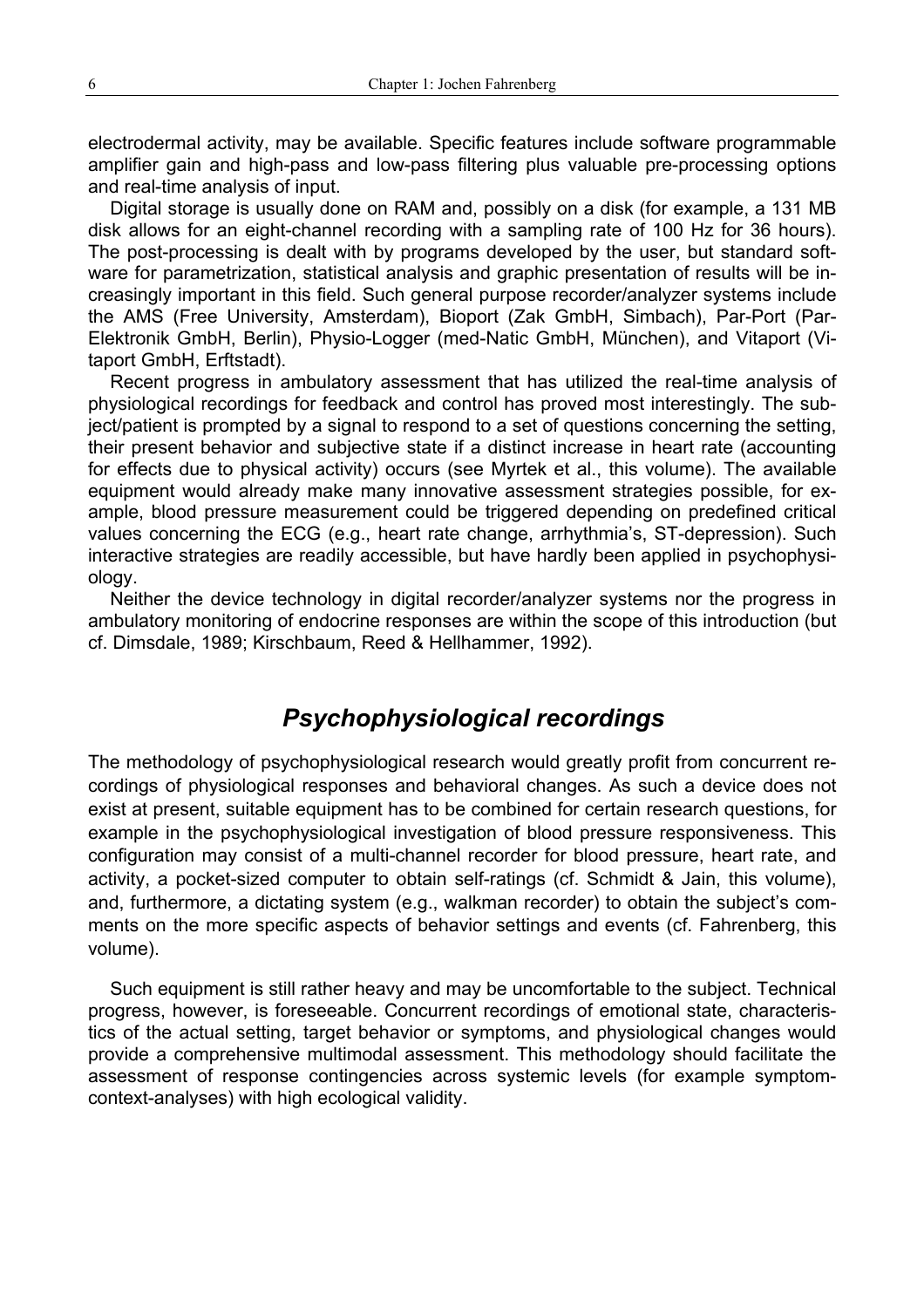electrodermal activity, may be available. Specific features include software programmable amplifier gain and high-pass and low-pass filtering plus valuable pre-processing options and real-time analysis of input.

Digital storage is usually done on RAM and, possibly on a disk (for example, a 131 MB disk allows for an eight-channel recording with a sampling rate of 100 Hz for 36 hours). The post-processing is dealt with by programs developed by the user, but standard software for parametrization, statistical analysis and graphic presentation of results will be increasingly important in this field. Such general purpose recorder/analyzer systems include the AMS (Free University, Amsterdam), Bioport (Zak GmbH, Simbach), Par-Port (Par-Elektronik GmbH, Berlin), Physio-Logger (med-Natic GmbH, München), and Vitaport (Vitaport GmbH, Erftstadt).

Recent progress in ambulatory assessment that has utilized the real-time analysis of physiological recordings for feedback and control has proved most interestingly. The subject/patient is prompted by a signal to respond to a set of questions concerning the setting, their present behavior and subjective state if a distinct increase in heart rate (accounting for effects due to physical activity) occurs (see Myrtek et al., this volume). The available equipment would already make many innovative assessment strategies possible, for example, blood pressure measurement could be triggered depending on predefined critical values concerning the ECG (e.g., heart rate change, arrhythmia's, ST-depression). Such interactive strategies are readily accessible, but have hardly been applied in psychophysiology.

Neither the device technology in digital recorder/analyzer systems nor the progress in ambulatory monitoring of endocrine responses are within the scope of this introduction (but cf. Dimsdale, 1989; Kirschbaum, Reed & Hellhammer, 1992).

## *Psychophysiological recordings*

The methodology of psychophysiological research would greatly profit from concurrent recordings of physiological responses and behavioral changes. As such a device does not exist at present, suitable equipment has to be combined for certain research questions, for example in the psychophysiological investigation of blood pressure responsiveness. This configuration may consist of a multi-channel recorder for blood pressure, heart rate, and activity, a pocket-sized computer to obtain self-ratings (cf. Schmidt & Jain, this volume), and, furthermore, a dictating system (e.g., walkman recorder) to obtain the subject's comments on the more specific aspects of behavior settings and events (cf. Fahrenberg, this volume).

Such equipment is still rather heavy and may be uncomfortable to the subject. Technical progress, however, is foreseeable. Concurrent recordings of emotional state, characteristics of the actual setting, target behavior or symptoms, and physiological changes would provide a comprehensive multimodal assessment. This methodology should facilitate the assessment of response contingencies across systemic levels (for example symptom-context-analyses) with high ecological validity.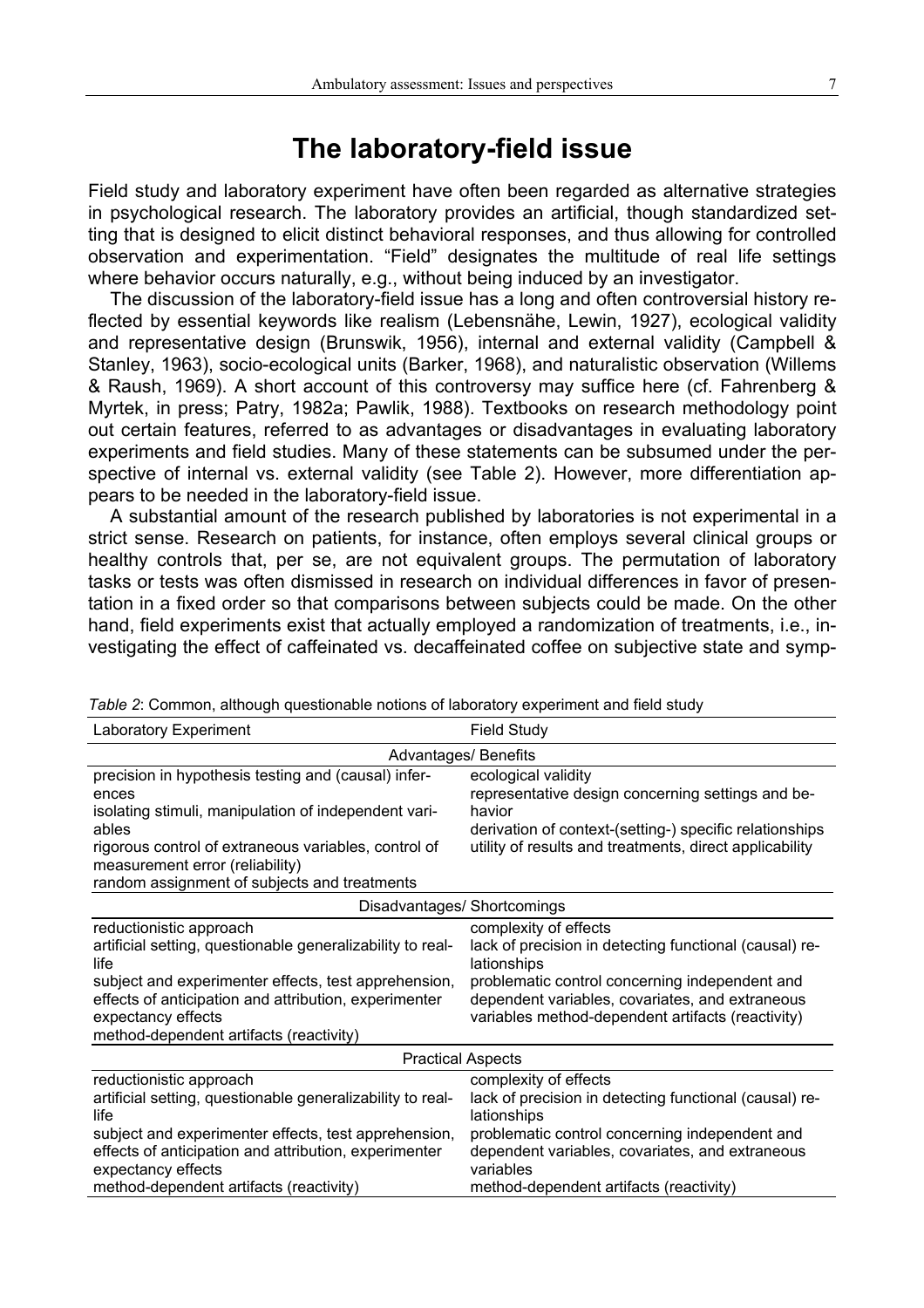# The laboratory-field issue

Field study and laboratory experiment have often been regarded as alternative strategies in psychological research. The laboratory provides an artificial, though standardized setting that is designed to elicit distinct behavioral responses, and thus allowing for controlled observation and experimentation. "Field" designates the multitude of real life settings where behavior occurs naturally, e.g., without being induced by an investigator.

The discussion of the laboratory-field issue has a long and often controversial history reflected by essential keywords like realism (Lebensnähe, Lewin, 1927), ecological validity and representative design (Brunswik, 1956), internal and external validity (Campbell & Stanley, 1963), socio-ecological units (Barker, 1968), and naturalistic observation (Willems & Raush, 1969). A short account of this controversy may suffice here (cf. Fahrenberg & Myrtek, in press; Patry, 1982a; Pawlik, 1988). Textbooks on research methodology point out certain features, referred to as advantages or disadvantages in evaluating laboratory experiments and field studies. Many of these statements can be subsumed under the perspective of internal vs. external validity (see Table 2). However, more differentiation appears to be needed in the laboratory-field issue.

A substantial amount of the research published by laboratories is not experimental in a strict sense. Research on patients, for instance, often employs several clinical groups or healthy controls that, per se, are not equivalent groups. The permutation of laboratory tasks or tests was often dismissed in research on individual differences in favor of presentation in a fixed order so that comparisons between subjects could be made. On the other hand, field experiments exist that actually employed a randomization of treatments, i.e., investigating the effect of caffeinated vs. decaffeinated coffee on subjective state and symp-

*Table 2*: Common, although questionable notions of laboratory experiment and field study

| Laboratory Experiment | Field Study |
|---|---|
| **Advantages/ Benefits** | |
| precision in hypothesis testing and (causal) inferences<br>isolating stimuli, manipulation of independent variables<br>rigorous control of extraneous variables, control of measurement error (reliability)<br>random assignment of subjects and treatments | ecological validity<br>representative design concerning settings and behavior<br>derivation of context-(setting-) specific relationships<br>utility of results and treatments, direct applicability |
| **Disadvantages/ Shortcomings** | |
| reductionistic approach<br>artificial setting, questionable generalizability to real-life<br>subject and experimenter effects, test apprehension, effects of anticipation and attribution, experimenter expectancy effects<br>method-dependent artifacts (reactivity) | complexity of effects<br>lack of precision in detecting functional (causal) relationships<br>problematic control concerning independent and dependent variables, covariates, and extraneous variables method-dependent artifacts (reactivity) |
| **Practical Aspects** | |
| reductionistic approach<br>artificial setting, questionable generalizability to real-life<br>subject and experimenter effects, test apprehension, effects of anticipation and attribution, experimenter expectancy effects<br>method-dependent artifacts (reactivity) | complexity of effects<br>lack of precision in detecting functional (causal) relationships<br>problematic control concerning independent and dependent variables, covariates, and extraneous variables<br>method-dependent artifacts (reactivity) |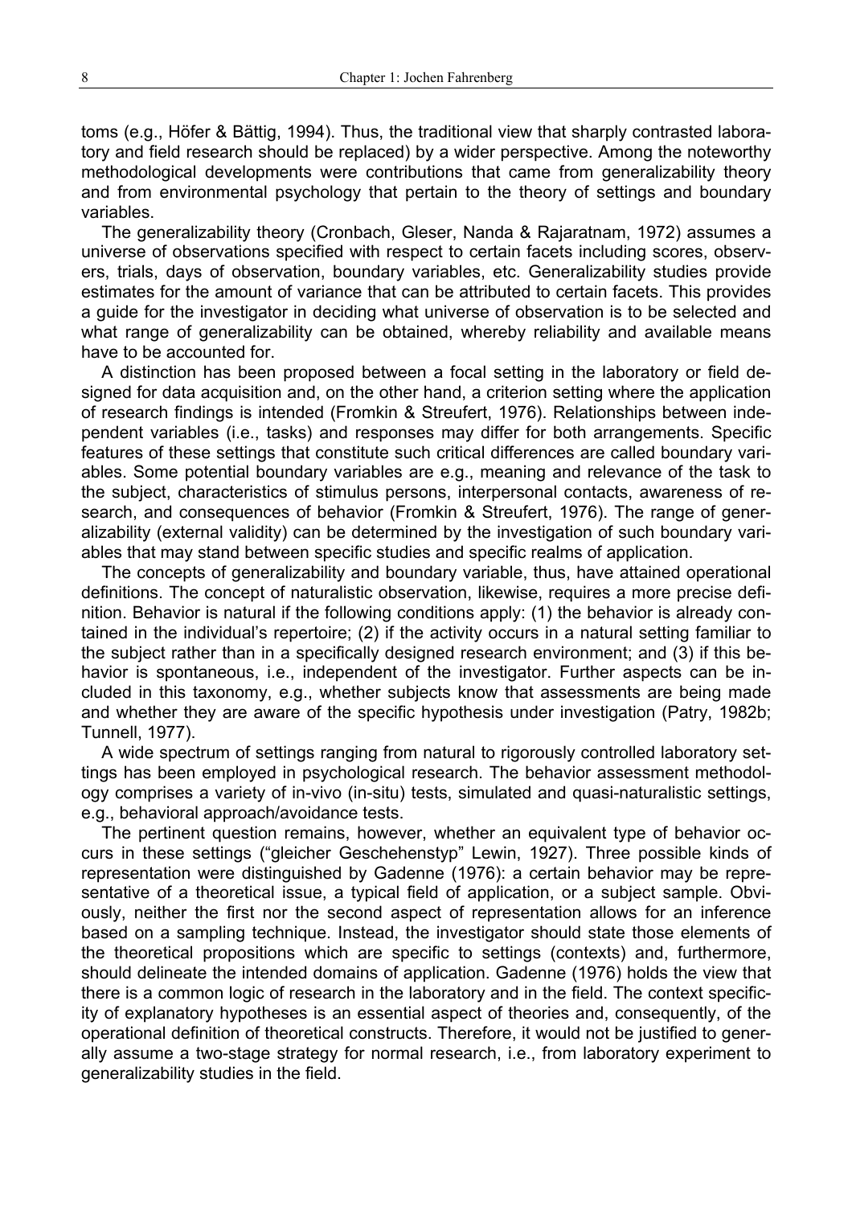toms (e.g., Höfer & Bättig, 1994). Thus, the traditional view that sharply contrasted laboratory and field research should be replaced) by a wider perspective. Among the noteworthy methodological developments were contributions that came from generalizability theory and from environmental psychology that pertain to the theory of settings and boundary variables.

The generalizability theory (Cronbach, Gleser, Nanda & Rajaratnam, 1972) assumes a universe of observations specified with respect to certain facets including scores, observers, trials, days of observation, boundary variables, etc. Generalizability studies provide estimates for the amount of variance that can be attributed to certain facets. This provides a guide for the investigator in deciding what universe of observation is to be selected and what range of generalizability can be obtained, whereby reliability and available means have to be accounted for.

A distinction has been proposed between a focal setting in the laboratory or field designed for data acquisition and, on the other hand, a criterion setting where the application of research findings is intended (Fromkin & Streufert, 1976). Relationships between independent variables (i.e., tasks) and responses may differ for both arrangements. Specific features of these settings that constitute such critical differences are called boundary variables. Some potential boundary variables are e.g., meaning and relevance of the task to the subject, characteristics of stimulus persons, interpersonal contacts, awareness of research, and consequences of behavior (Fromkin & Streufert, 1976). The range of generalizability (external validity) can be determined by the investigation of such boundary variables that may stand between specific studies and specific realms of application.

The concepts of generalizability and boundary variable, thus, have attained operational definitions. The concept of naturalistic observation, likewise, requires a more precise definition. Behavior is natural if the following conditions apply: (1) the behavior is already contained in the individual's repertoire; (2) if the activity occurs in a natural setting familiar to the subject rather than in a specifically designed research environment; and (3) if this behavior is spontaneous, i.e., independent of the investigator. Further aspects can be included in this taxonomy, e.g., whether subjects know that assessments are being made and whether they are aware of the specific hypothesis under investigation (Patry, 1982b; Tunnell, 1977).

A wide spectrum of settings ranging from natural to rigorously controlled laboratory settings has been employed in psychological research. The behavior assessment methodology comprises a variety of in-vivo (in-situ) tests, simulated and quasi-naturalistic settings, e.g., behavioral approach/avoidance tests.

The pertinent question remains, however, whether an equivalent type of behavior occurs in these settings ("gleicher Geschehenstyp" Lewin, 1927). Three possible kinds of representation were distinguished by Gadenne (1976): a certain behavior may be representative of a theoretical issue, a typical field of application, or a subject sample. Obviously, neither the first nor the second aspect of representation allows for an inference based on a sampling technique. Instead, the investigator should state those elements of the theoretical propositions which are specific to settings (contexts) and, furthermore, should delineate the intended domains of application. Gadenne (1976) holds the view that there is a common logic of research in the laboratory and in the field. The context specificity of explanatory hypotheses is an essential aspect of theories and, consequently, of the operational definition of theoretical constructs. Therefore, it would not be justified to generally assume a two-stage strategy for normal research, i.e., from laboratory experiment to generalizability studies in the field.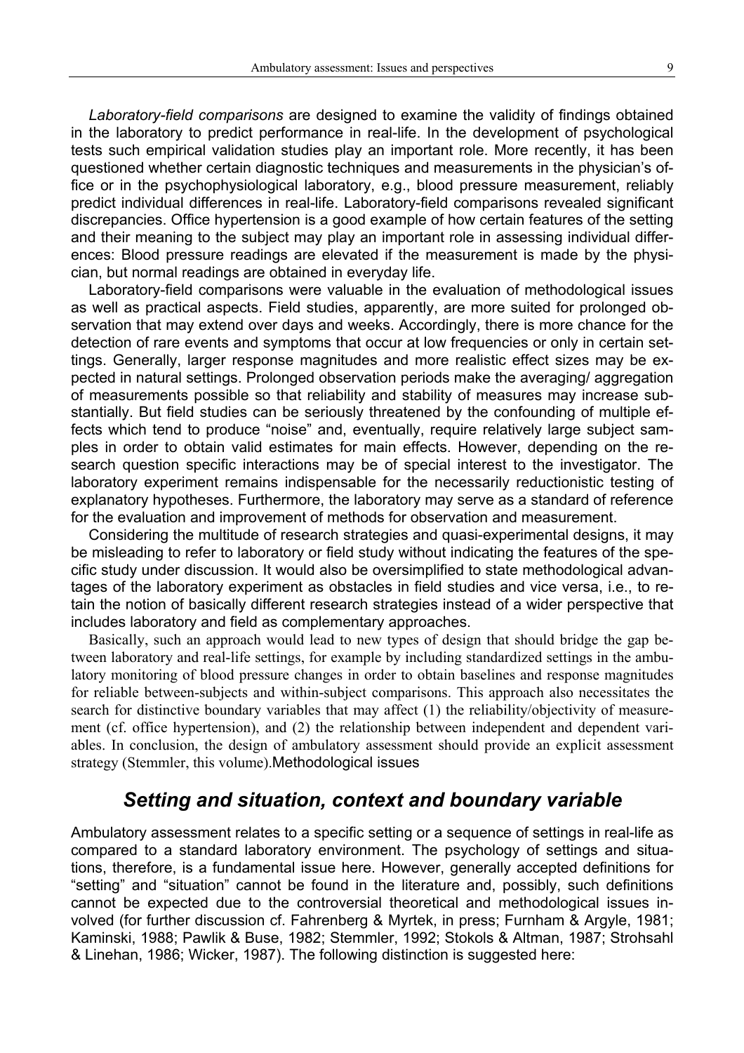*Laboratory-field comparisons* are designed to examine the validity of findings obtained in the laboratory to predict performance in real-life. In the development of psychological tests such empirical validation studies play an important role. More recently, it has been questioned whether certain diagnostic techniques and measurements in the physician's office or in the psychophysiological laboratory, e.g., blood pressure measurement, reliably predict individual differences in real-life. Laboratory-field comparisons revealed significant discrepancies. Office hypertension is a good example of how certain features of the setting and their meaning to the subject may play an important role in assessing individual differences: Blood pressure readings are elevated if the measurement is made by the physician, but normal readings are obtained in everyday life.

Laboratory-field comparisons were valuable in the evaluation of methodological issues as well as practical aspects. Field studies, apparently, are more suited for prolonged observation that may extend over days and weeks. Accordingly, there is more chance for the detection of rare events and symptoms that occur at low frequencies or only in certain settings. Generally, larger response magnitudes and more realistic effect sizes may be expected in natural settings. Prolonged observation periods make the averaging/ aggregation of measurements possible so that reliability and stability of measures may increase substantially. But field studies can be seriously threatened by the confounding of multiple effects which tend to produce "noise" and, eventually, require relatively large subject samples in order to obtain valid estimates for main effects. However, depending on the research question specific interactions may be of special interest to the investigator. The laboratory experiment remains indispensable for the necessarily reductionistic testing of explanatory hypotheses. Furthermore, the laboratory may serve as a standard of reference for the evaluation and improvement of methods for observation and measurement.

Considering the multitude of research strategies and quasi-experimental designs, it may be misleading to refer to laboratory or field study without indicating the features of the specific study under discussion. It would also be oversimplified to state methodological advantages of the laboratory experiment as obstacles in field studies and vice versa, i.e., to retain the notion of basically different research strategies instead of a wider perspective that includes laboratory and field as complementary approaches.

Basically, such an approach would lead to new types of design that should bridge the gap between laboratory and real-life settings, for example by including standardized settings in the ambulatory monitoring of blood pressure changes in order to obtain baselines and response magnitudes for reliable between-subjects and within-subject comparisons. This approach also necessitates the search for distinctive boundary variables that may affect (1) the reliability/objectivity of measurement (cf. office hypertension), and (2) the relationship between independent and dependent variables. In conclusion, the design of ambulatory assessment should provide an explicit assessment strategy (Stemmler, this volume).Methodological issues

## Setting and situation, context and boundary variable

Ambulatory assessment relates to a specific setting or a sequence of settings in real-life as compared to a standard laboratory environment. The psychology of settings and situations, therefore, is a fundamental issue here. However, generally accepted definitions for "setting" and "situation" cannot be found in the literature and, possibly, such definitions cannot be expected due to the controversial theoretical and methodological issues involved (for further discussion cf. Fahrenberg & Myrtek, in press; Furnham & Argyle, 1981; Kaminski, 1988; Pawlik & Buse, 1982; Stemmler, 1992; Stokols & Altman, 1987; Strohsahl & Linehan, 1986; Wicker, 1987). The following distinction is suggested here: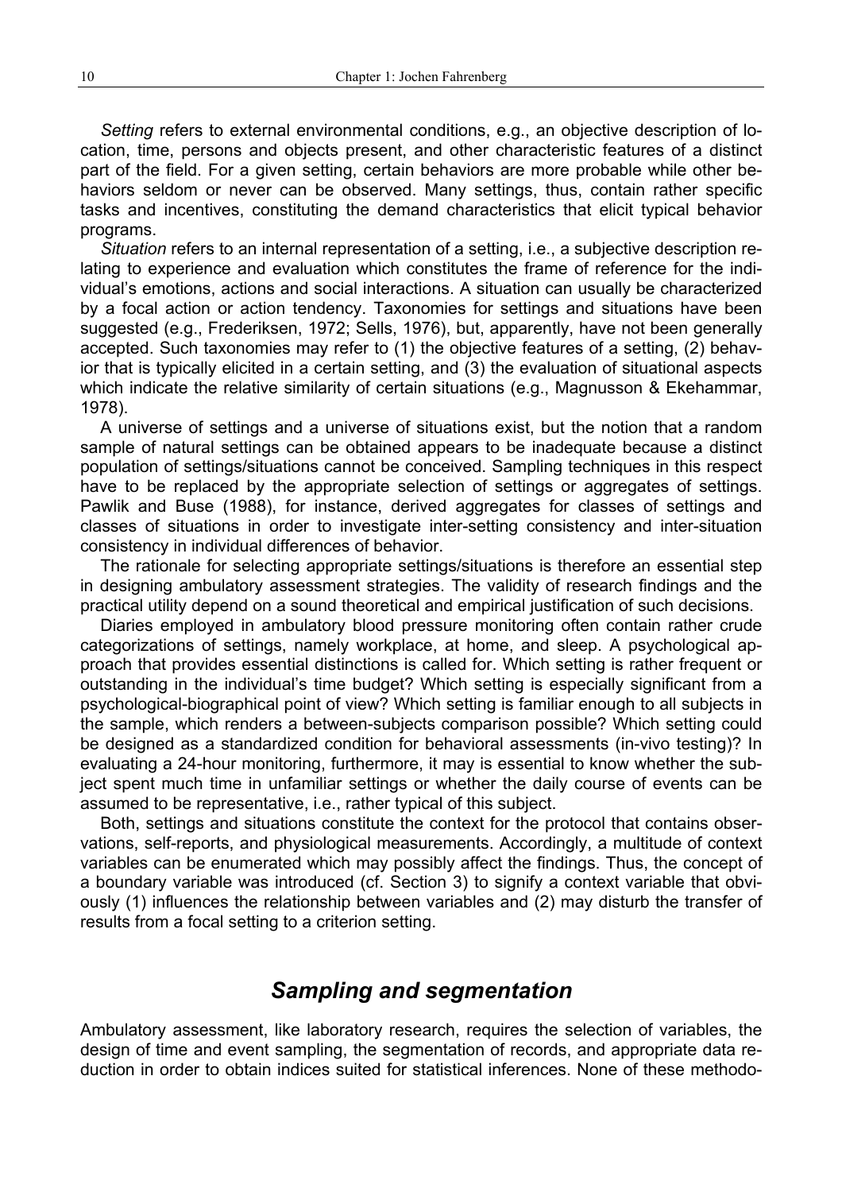*Setting* refers to external environmental conditions, e.g., an objective description of location, time, persons and objects present, and other characteristic features of a distinct part of the field. For a given setting, certain behaviors are more probable while other behaviors seldom or never can be observed. Many settings, thus, contain rather specific tasks and incentives, constituting the demand characteristics that elicit typical behavior programs.

*Situation* refers to an internal representation of a setting, i.e., a subjective description relating to experience and evaluation which constitutes the frame of reference for the individual's emotions, actions and social interactions. A situation can usually be characterized by a focal action or action tendency. Taxonomies for settings and situations have been suggested (e.g., Frederiksen, 1972; Sells, 1976), but, apparently, have not been generally accepted. Such taxonomies may refer to (1) the objective features of a setting, (2) behavior that is typically elicited in a certain setting, and (3) the evaluation of situational aspects which indicate the relative similarity of certain situations (e.g., Magnusson & Ekehammar, 1978).

A universe of settings and a universe of situations exist, but the notion that a random sample of natural settings can be obtained appears to be inadequate because a distinct population of settings/situations cannot be conceived. Sampling techniques in this respect have to be replaced by the appropriate selection of settings or aggregates of settings. Pawlik and Buse (1988), for instance, derived aggregates for classes of settings and classes of situations in order to investigate inter-setting consistency and inter-situation consistency in individual differences of behavior.

The rationale for selecting appropriate settings/situations is therefore an essential step in designing ambulatory assessment strategies. The validity of research findings and the practical utility depend on a sound theoretical and empirical justification of such decisions.

Diaries employed in ambulatory blood pressure monitoring often contain rather crude categorizations of settings, namely workplace, at home, and sleep. A psychological approach that provides essential distinctions is called for. Which setting is rather frequent or outstanding in the individual's time budget? Which setting is especially significant from a psychological-biographical point of view? Which setting is familiar enough to all subjects in the sample, which renders a between-subjects comparison possible? Which setting could be designed as a standardized condition for behavioral assessments (in-vivo testing)? In evaluating a 24-hour monitoring, furthermore, it may is essential to know whether the subject spent much time in unfamiliar settings or whether the daily course of events can be assumed to be representative, i.e., rather typical of this subject.

Both, settings and situations constitute the context for the protocol that contains observations, self-reports, and physiological measurements. Accordingly, a multitude of context variables can be enumerated which may possibly affect the findings. Thus, the concept of a boundary variable was introduced (cf. Section 3) to signify a context variable that obviously (1) influences the relationship between variables and (2) may disturb the transfer of results from a focal setting to a criterion setting.

## *Sampling and segmentation*

Ambulatory assessment, like laboratory research, requires the selection of variables, the design of time and event sampling, the segmentation of records, and appropriate data reduction in order to obtain indices suited for statistical inferences. None of these methodo-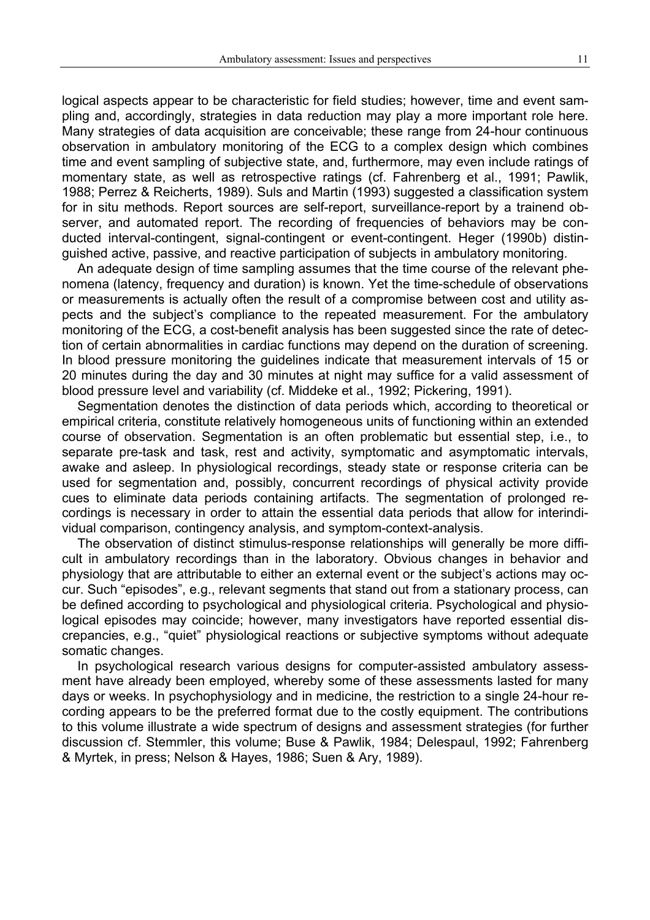logical aspects appear to be characteristic for field studies; however, time and event sampling and, accordingly, strategies in data reduction may play a more important role here. Many strategies of data acquisition are conceivable; these range from 24-hour continuous observation in ambulatory monitoring of the ECG to a complex design which combines time and event sampling of subjective state, and, furthermore, may even include ratings of momentary state, as well as retrospective ratings (cf. Fahrenberg et al., 1991; Pawlik, 1988; Perrez & Reicherts, 1989). Suls and Martin (1993) suggested a classification system for in situ methods. Report sources are self-report, surveillance-report by a trainend observer, and automated report. The recording of frequencies of behaviors may be conducted interval-contingent, signal-contingent or event-contingent. Heger (1990b) distinguished active, passive, and reactive participation of subjects in ambulatory monitoring.

An adequate design of time sampling assumes that the time course of the relevant phenomena (latency, frequency and duration) is known. Yet the time-schedule of observations or measurements is actually often the result of a compromise between cost and utility aspects and the subject's compliance to the repeated measurement. For the ambulatory monitoring of the ECG, a cost-benefit analysis has been suggested since the rate of detection of certain abnormalities in cardiac functions may depend on the duration of screening. In blood pressure monitoring the guidelines indicate that measurement intervals of 15 or 20 minutes during the day and 30 minutes at night may suffice for a valid assessment of blood pressure level and variability (cf. Middeke et al., 1992; Pickering, 1991).

Segmentation denotes the distinction of data periods which, according to theoretical or empirical criteria, constitute relatively homogeneous units of functioning within an extended course of observation. Segmentation is an often problematic but essential step, i.e., to separate pre-task and task, rest and activity, symptomatic and asymptomatic intervals, awake and asleep. In physiological recordings, steady state or response criteria can be used for segmentation and, possibly, concurrent recordings of physical activity provide cues to eliminate data periods containing artifacts. The segmentation of prolonged recordings is necessary in order to attain the essential data periods that allow for interindividual comparison, contingency analysis, and symptom-context-analysis.

The observation of distinct stimulus-response relationships will generally be more difficult in ambulatory recordings than in the laboratory. Obvious changes in behavior and physiology that are attributable to either an external event or the subject's actions may occur. Such "episodes", e.g., relevant segments that stand out from a stationary process, can be defined according to psychological and physiological criteria. Psychological and physiological episodes may coincide; however, many investigators have reported essential discrepancies, e.g., "quiet" physiological reactions or subjective symptoms without adequate somatic changes.

In psychological research various designs for computer-assisted ambulatory assessment have already been employed, whereby some of these assessments lasted for many days or weeks. In psychophysiology and in medicine, the restriction to a single 24-hour recording appears to be the preferred format due to the costly equipment. The contributions to this volume illustrate a wide spectrum of designs and assessment strategies (for further discussion cf. Stemmler, this volume; Buse & Pawlik, 1984; Delespaul, 1992; Fahrenberg & Myrtek, in press; Nelson & Hayes, 1986; Suen & Ary, 1989).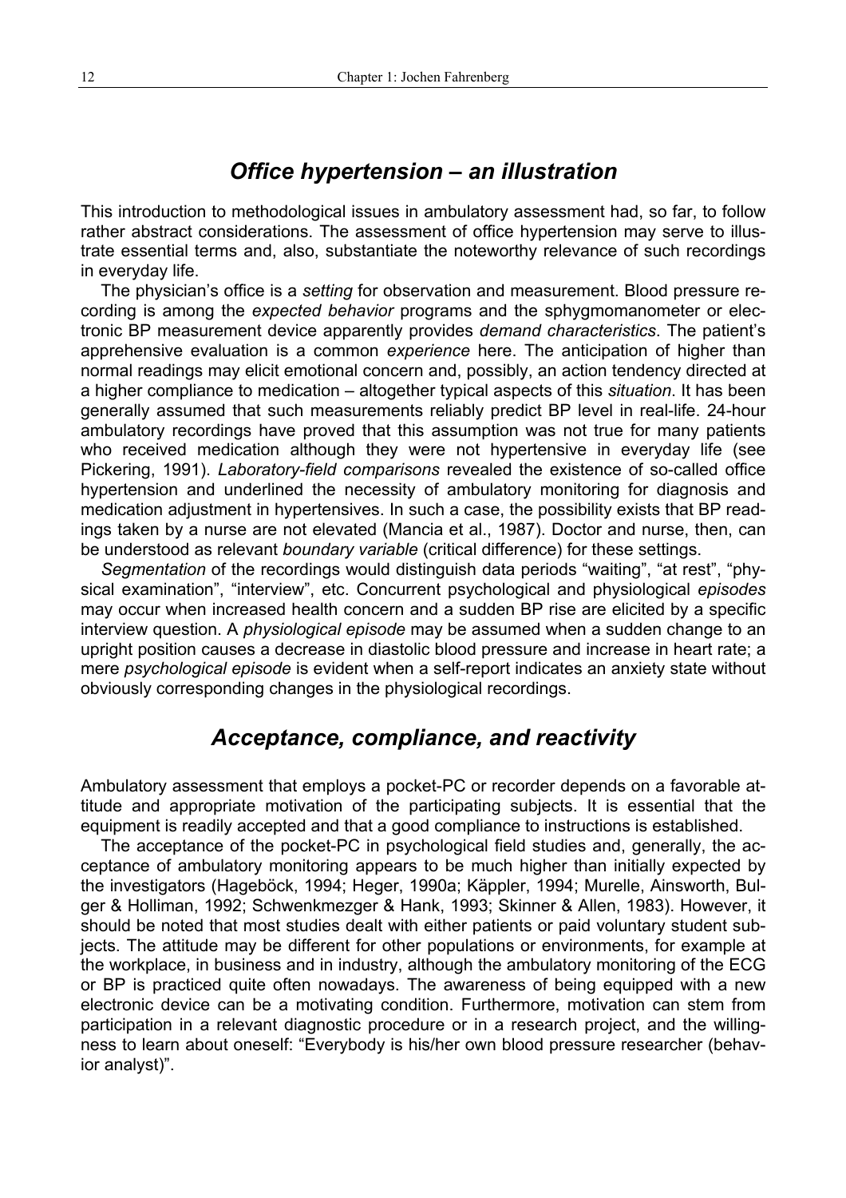## Office hypertension – an illustration

This introduction to methodological issues in ambulatory assessment had, so far, to follow rather abstract considerations. The assessment of office hypertension may serve to illustrate essential terms and, also, substantiate the noteworthy relevance of such recordings in everyday life.

The physician's office is a *setting* for observation and measurement. Blood pressure recording is among the *expected behavior* programs and the sphygmomanometer or electronic BP measurement device apparently provides *demand characteristics*. The patient's apprehensive evaluation is a common *experience* here. The anticipation of higher than normal readings may elicit emotional concern and, possibly, an action tendency directed at a higher compliance to medication – altogether typical aspects of this *situation*. It has been generally assumed that such measurements reliably predict BP level in real-life. 24-hour ambulatory recordings have proved that this assumption was not true for many patients who received medication although they were not hypertensive in everyday life (see Pickering, 1991). *Laboratory-field comparisons* revealed the existence of so-called office hypertension and underlined the necessity of ambulatory monitoring for diagnosis and medication adjustment in hypertensives. In such a case, the possibility exists that BP readings taken by a nurse are not elevated (Mancia et al., 1987). Doctor and nurse, then, can be understood as relevant *boundary variable* (critical difference) for these settings.

*Segmentation* of the recordings would distinguish data periods "waiting", "at rest", "physical examination", "interview", etc. Concurrent psychological and physiological *episodes* may occur when increased health concern and a sudden BP rise are elicited by a specific interview question. A *physiological episode* may be assumed when a sudden change to an upright position causes a decrease in diastolic blood pressure and increase in heart rate; a mere *psychological episode* is evident when a self-report indicates an anxiety state without obviously corresponding changes in the physiological recordings.

## Acceptance, compliance, and reactivity

Ambulatory assessment that employs a pocket-PC or recorder depends on a favorable attitude and appropriate motivation of the participating subjects. It is essential that the equipment is readily accepted and that a good compliance to instructions is established.

The acceptance of the pocket-PC in psychological field studies and, generally, the acceptance of ambulatory monitoring appears to be much higher than initially expected by the investigators (Hageböck, 1994; Heger, 1990a; Käppler, 1994; Murelle, Ainsworth, Bulger & Holliman, 1992; Schwenkmezger & Hank, 1993; Skinner & Allen, 1983). However, it should be noted that most studies dealt with either patients or paid voluntary student subjects. The attitude may be different for other populations or environments, for example at the workplace, in business and in industry, although the ambulatory monitoring of the ECG or BP is practiced quite often nowadays. The awareness of being equipped with a new electronic device can be a motivating condition. Furthermore, motivation can stem from participation in a relevant diagnostic procedure or in a research project, and the willingness to learn about oneself: "Everybody is his/her own blood pressure researcher (behavior analyst)".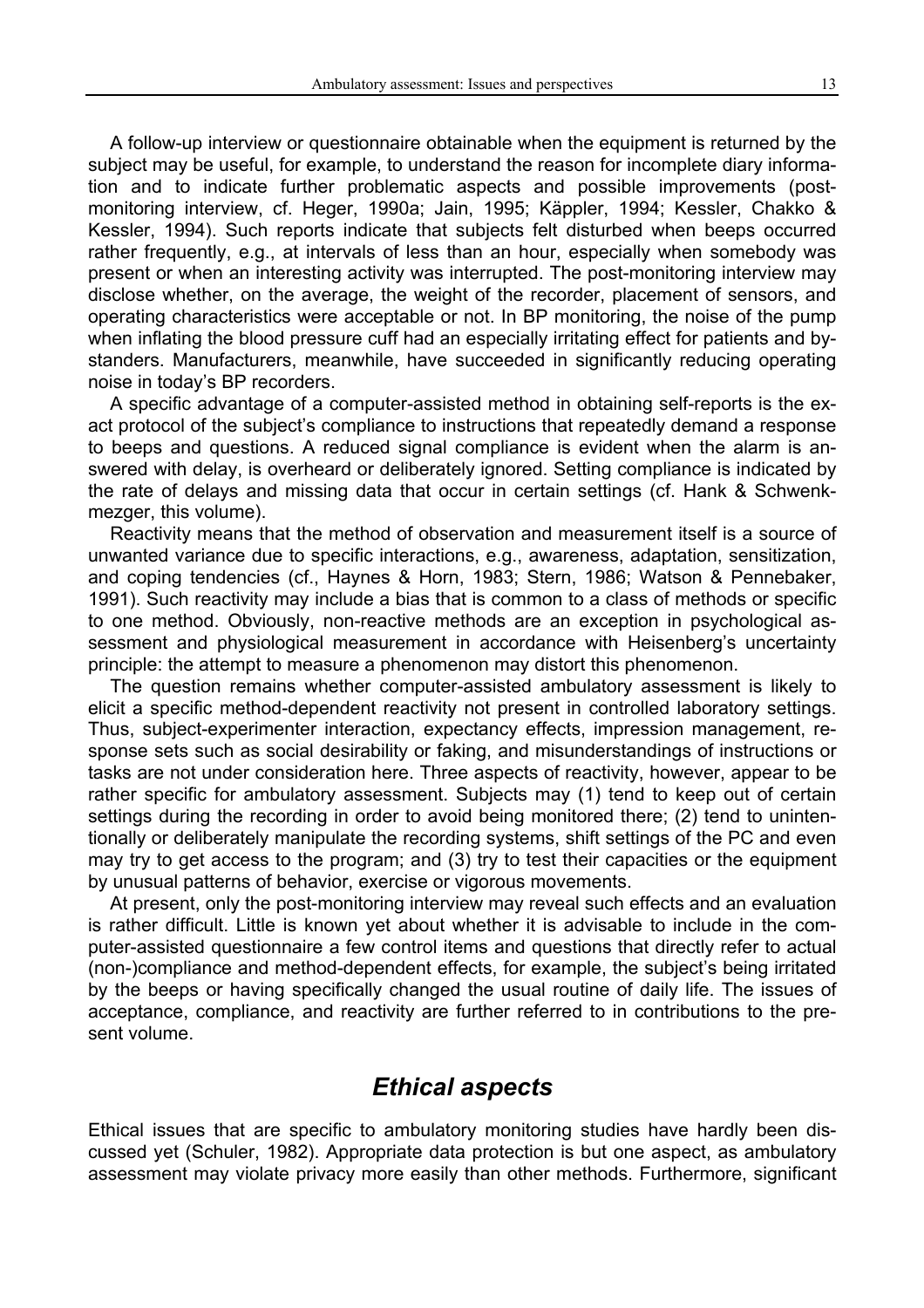A follow-up interview or questionnaire obtainable when the equipment is returned by the subject may be useful, for example, to understand the reason for incomplete diary information and to indicate further problematic aspects and possible improvements (post-monitoring interview, cf. Heger, 1990a; Jain, 1995; Käppler, 1994; Kessler, Chakko & Kessler, 1994). Such reports indicate that subjects felt disturbed when beeps occurred rather frequently, e.g., at intervals of less than an hour, especially when somebody was present or when an interesting activity was interrupted. The post-monitoring interview may disclose whether, on the average, the weight of the recorder, placement of sensors, and operating characteristics were acceptable or not. In BP monitoring, the noise of the pump when inflating the blood pressure cuff had an especially irritating effect for patients and bystanders. Manufacturers, meanwhile, have succeeded in significantly reducing operating noise in today's BP recorders.

A specific advantage of a computer-assisted method in obtaining self-reports is the exact protocol of the subject's compliance to instructions that repeatedly demand a response to beeps and questions. A reduced signal compliance is evident when the alarm is answered with delay, is overheard or deliberately ignored. Setting compliance is indicated by the rate of delays and missing data that occur in certain settings (cf. Hank & Schwenkmezger, this volume).

Reactivity means that the method of observation and measurement itself is a source of unwanted variance due to specific interactions, e.g., awareness, adaptation, sensitization, and coping tendencies (cf., Haynes & Horn, 1983; Stern, 1986; Watson & Pennebaker, 1991). Such reactivity may include a bias that is common to a class of methods or specific to one method. Obviously, non-reactive methods are an exception in psychological assessment and physiological measurement in accordance with Heisenberg's uncertainty principle: the attempt to measure a phenomenon may distort this phenomenon.

The question remains whether computer-assisted ambulatory assessment is likely to elicit a specific method-dependent reactivity not present in controlled laboratory settings. Thus, subject-experimenter interaction, expectancy effects, impression management, response sets such as social desirability or faking, and misunderstandings of instructions or tasks are not under consideration here. Three aspects of reactivity, however, appear to be rather specific for ambulatory assessment. Subjects may (1) tend to keep out of certain settings during the recording in order to avoid being monitored there; (2) tend to unintentionally or deliberately manipulate the recording systems, shift settings of the PC and even may try to get access to the program; and (3) try to test their capacities or the equipment by unusual patterns of behavior, exercise or vigorous movements.

At present, only the post-monitoring interview may reveal such effects and an evaluation is rather difficult. Little is known yet about whether it is advisable to include in the computer-assisted questionnaire a few control items and questions that directly refer to actual (non-)compliance and method-dependent effects, for example, the subject's being irritated by the beeps or having specifically changed the usual routine of daily life. The issues of acceptance, compliance, and reactivity are further referred to in contributions to the present volume.

## *Ethical aspects*

Ethical issues that are specific to ambulatory monitoring studies have hardly been discussed yet (Schuler, 1982). Appropriate data protection is but one aspect, as ambulatory assessment may violate privacy more easily than other methods. Furthermore, significant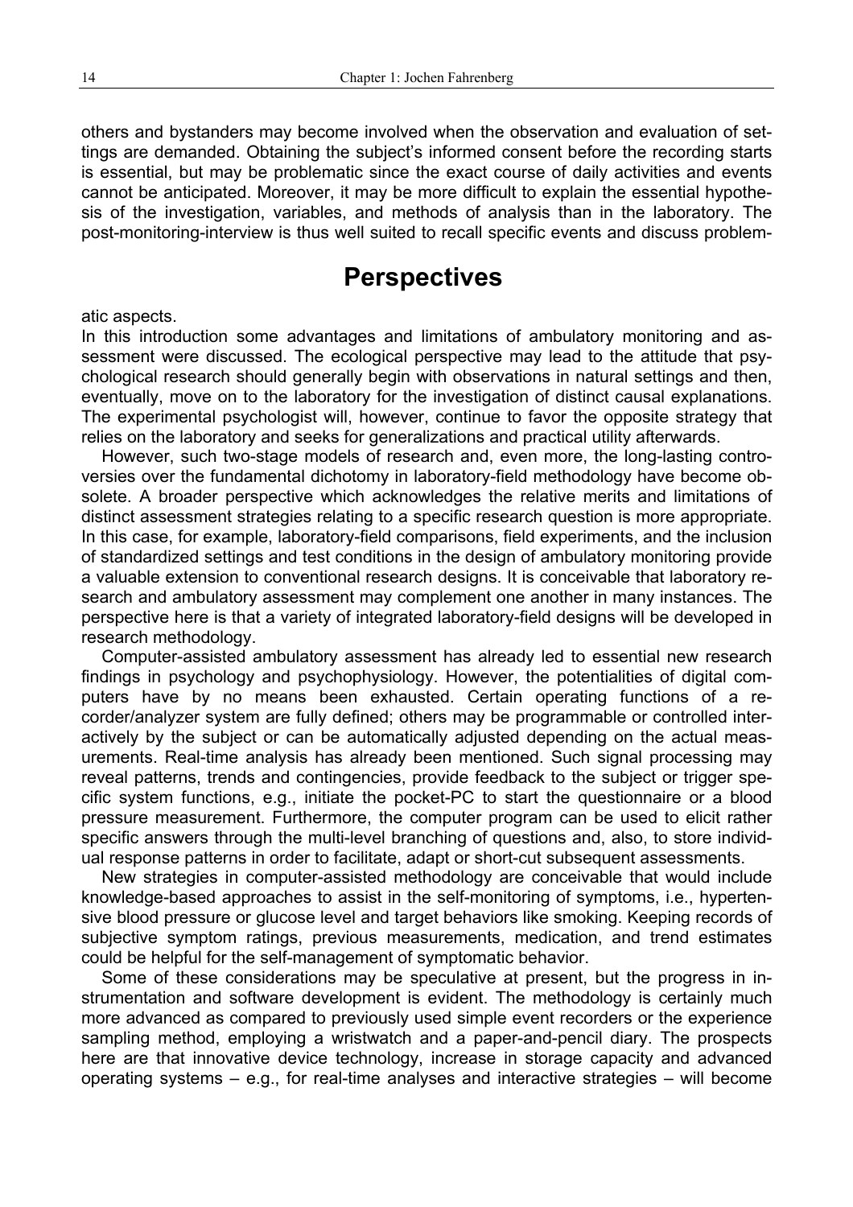others and bystanders may become involved when the observation and evaluation of settings are demanded. Obtaining the subject's informed consent before the recording starts is essential, but may be problematic since the exact course of daily activities and events cannot be anticipated. Moreover, it may be more difficult to explain the essential hypothesis of the investigation, variables, and methods of analysis than in the laboratory. The post-monitoring-interview is thus well suited to recall specific events and discuss problematic aspects.

## Perspectives

In this introduction some advantages and limitations of ambulatory monitoring and assessment were discussed. The ecological perspective may lead to the attitude that psychological research should generally begin with observations in natural settings and then, eventually, move on to the laboratory for the investigation of distinct causal explanations. The experimental psychologist will, however, continue to favor the opposite strategy that relies on the laboratory and seeks for generalizations and practical utility afterwards.

However, such two-stage models of research and, even more, the long-lasting controversies over the fundamental dichotomy in laboratory-field methodology have become obsolete. A broader perspective which acknowledges the relative merits and limitations of distinct assessment strategies relating to a specific research question is more appropriate. In this case, for example, laboratory-field comparisons, field experiments, and the inclusion of standardized settings and test conditions in the design of ambulatory monitoring provide a valuable extension to conventional research designs. It is conceivable that laboratory research and ambulatory assessment may complement one another in many instances. The perspective here is that a variety of integrated laboratory-field designs will be developed in research methodology.

Computer-assisted ambulatory assessment has already led to essential new research findings in psychology and psychophysiology. However, the potentialities of digital computers have by no means been exhausted. Certain operating functions of a recorder/analyzer system are fully defined; others may be programmable or controlled interactively by the subject or can be automatically adjusted depending on the actual measurements. Real-time analysis has already been mentioned. Such signal processing may reveal patterns, trends and contingencies, provide feedback to the subject or trigger specific system functions, e.g., initiate the pocket-PC to start the questionnaire or a blood pressure measurement. Furthermore, the computer program can be used to elicit rather specific answers through the multi-level branching of questions and, also, to store individual response patterns in order to facilitate, adapt or short-cut subsequent assessments.

New strategies in computer-assisted methodology are conceivable that would include knowledge-based approaches to assist in the self-monitoring of symptoms, i.e., hypertensive blood pressure or glucose level and target behaviors like smoking. Keeping records of subjective symptom ratings, previous measurements, medication, and trend estimates could be helpful for the self-management of symptomatic behavior.

Some of these considerations may be speculative at present, but the progress in instrumentation and software development is evident. The methodology is certainly much more advanced as compared to previously used simple event recorders or the experience sampling method, employing a wristwatch and a paper-and-pencil diary. The prospects here are that innovative device technology, increase in storage capacity and advanced operating systems – e.g., for real-time analyses and interactive strategies – will become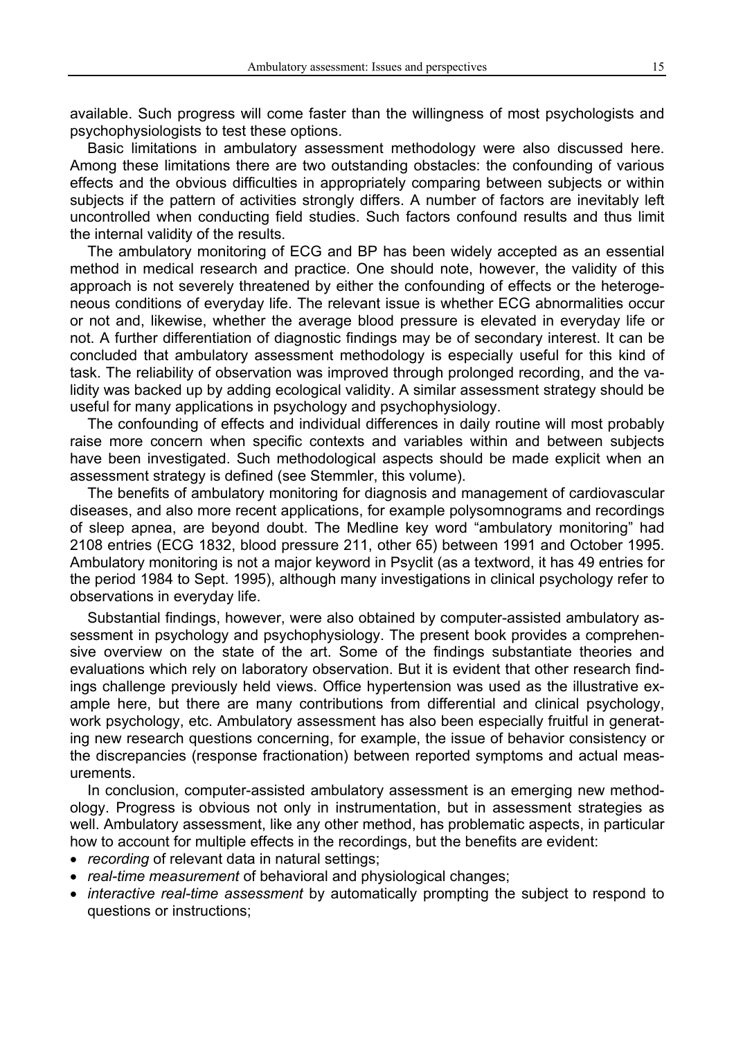available. Such progress will come faster than the willingness of most psychologists and psychophysiologists to test these options.

Basic limitations in ambulatory assessment methodology were also discussed here. Among these limitations there are two outstanding obstacles: the confounding of various effects and the obvious difficulties in appropriately comparing between subjects or within subjects if the pattern of activities strongly differs. A number of factors are inevitably left uncontrolled when conducting field studies. Such factors confound results and thus limit the internal validity of the results.

The ambulatory monitoring of ECG and BP has been widely accepted as an essential method in medical research and practice. One should note, however, the validity of this approach is not severely threatened by either the confounding of effects or the heterogeneous conditions of everyday life. The relevant issue is whether ECG abnormalities occur or not and, likewise, whether the average blood pressure is elevated in everyday life or not. A further differentiation of diagnostic findings may be of secondary interest. It can be concluded that ambulatory assessment methodology is especially useful for this kind of task. The reliability of observation was improved through prolonged recording, and the validity was backed up by adding ecological validity. A similar assessment strategy should be useful for many applications in psychology and psychophysiology.

The confounding of effects and individual differences in daily routine will most probably raise more concern when specific contexts and variables within and between subjects have been investigated. Such methodological aspects should be made explicit when an assessment strategy is defined (see Stemmler, this volume).

The benefits of ambulatory monitoring for diagnosis and management of cardiovascular diseases, and also more recent applications, for example polysomnograms and recordings of sleep apnea, are beyond doubt. The Medline key word "ambulatory monitoring" had 2108 entries (ECG 1832, blood pressure 211, other 65) between 1991 and October 1995. Ambulatory monitoring is not a major keyword in Psyclit (as a textword, it has 49 entries for the period 1984 to Sept. 1995), although many investigations in clinical psychology refer to observations in everyday life.

Substantial findings, however, were also obtained by computer-assisted ambulatory assessment in psychology and psychophysiology. The present book provides a comprehensive overview on the state of the art. Some of the findings substantiate theories and evaluations which rely on laboratory observation. But it is evident that other research findings challenge previously held views. Office hypertension was used as the illustrative example here, but there are many contributions from differential and clinical psychology, work psychology, etc. Ambulatory assessment has also been especially fruitful in generating new research questions concerning, for example, the issue of behavior consistency or the discrepancies (response fractionation) between reported symptoms and actual measurements.

In conclusion, computer-assisted ambulatory assessment is an emerging new methodology. Progress is obvious not only in instrumentation, but in assessment strategies as well. Ambulatory assessment, like any other method, has problematic aspects, in particular how to account for multiple effects in the recordings, but the benefits are evident:

- *recording* of relevant data in natural settings;
- *real-time measurement* of behavioral and physiological changes;
- *interactive real-time assessment* by automatically prompting the subject to respond to questions or instructions;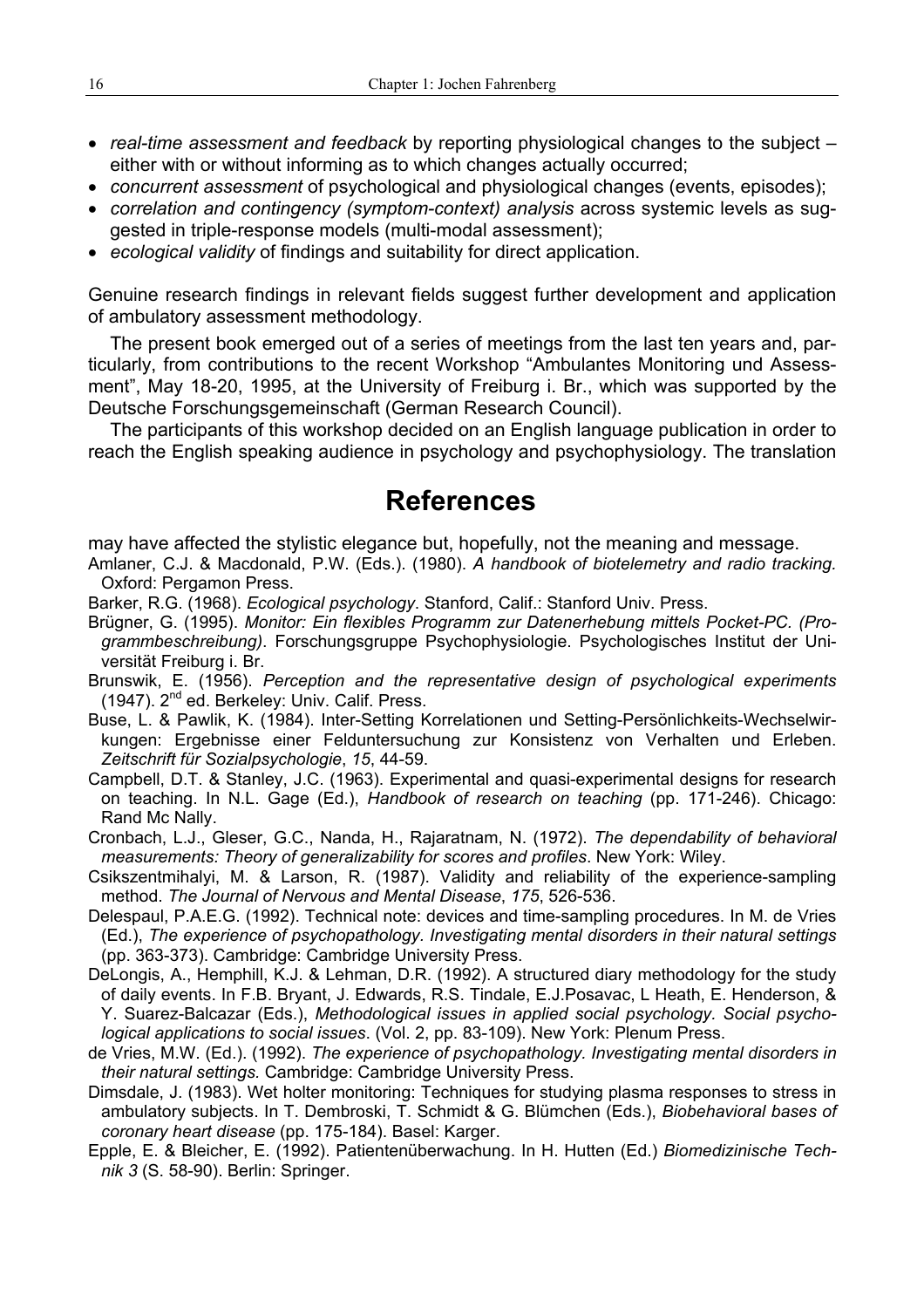- *real-time assessment and feedback* by reporting physiological changes to the subject – either with or without informing as to which changes actually occurred;
- *concurrent assessment* of psychological and physiological changes (events, episodes);
- *correlation and contingency (symptom-context) analysis* across systemic levels as suggested in triple-response models (multi-modal assessment);
- *ecological validity* of findings and suitability for direct application.

Genuine research findings in relevant fields suggest further development and application of ambulatory assessment methodology.

The present book emerged out of a series of meetings from the last ten years and, particularly, from contributions to the recent Workshop "Ambulantes Monitoring und Assessment", May 18-20, 1995, at the University of Freiburg i. Br., which was supported by the Deutsche Forschungsgemeinschaft (German Research Council).

The participants of this workshop decided on an English language publication in order to reach the English speaking audience in psychology and psychophysiology. The translation may have affected the stylistic elegance but, hopefully, not the meaning and message.

# References

Amlaner, C.J. & Macdonald, P.W. (Eds.). (1980). *A handbook of biotelemetry and radio tracking.* Oxford: Pergamon Press.

Barker, R.G. (1968). *Ecological psychology*. Stanford, Calif.: Stanford Univ. Press.

Brügner, G. (1995). *Monitor: Ein flexibles Programm zur Datenerhebung mittels Pocket-PC. (Programmbeschreibung)*. Forschungsgruppe Psychophysiologie. Psychologisches Institut der Universität Freiburg i. Br.

Brunswik, E. (1956). *Perception and the representative design of psychological experiments* (1947). 2nd ed. Berkeley: Univ. Calif. Press.

Buse, L. & Pawlik, K. (1984). Inter-Setting Korrelationen und Setting-Persönlichkeits-Wechselwirkungen: Ergebnisse einer Felduntersuchung zur Konsistenz von Verhalten und Erleben. *Zeitschrift für Sozialpsychologie*, *15*, 44-59.

Campbell, D.T. & Stanley, J.C. (1963). Experimental and quasi-experimental designs for research on teaching. In N.L. Gage (Ed.), *Handbook of research on teaching* (pp. 171-246). Chicago: Rand Mc Nally.

Cronbach, L.J., Gleser, G.C., Nanda, H., Rajaratnam, N. (1972). *The dependability of behavioral measurements: Theory of generalizability for scores and profiles*. New York: Wiley.

Csikszentmihalyi, M. & Larson, R. (1987). Validity and reliability of the experience-sampling method. *The Journal of Nervous and Mental Disease*, *175*, 526-536.

Delespaul, P.A.E.G. (1992). Technical note: devices and time-sampling procedures. In M. de Vries (Ed.), *The experience of psychopathology. Investigating mental disorders in their natural settings* (pp. 363-373). Cambridge: Cambridge University Press.

DeLongis, A., Hemphill, K.J. & Lehman, D.R. (1992). A structured diary methodology for the study of daily events. In F.B. Bryant, J. Edwards, R.S. Tindale, E.J.Posavac, L Heath, E. Henderson, & Y. Suarez-Balcazar (Eds.), *Methodological issues in applied social psychology. Social psychological applications to social issues*. (Vol. 2, pp. 83-109). New York: Plenum Press.

de Vries, M.W. (Ed.). (1992). *The experience of psychopathology. Investigating mental disorders in their natural settings.* Cambridge: Cambridge University Press.

Dimsdale, J. (1983). Wet holter monitoring: Techniques for studying plasma responses to stress in ambulatory subjects. In T. Dembroski, T. Schmidt & G. Blümchen (Eds.), *Biobehavioral bases of coronary heart disease* (pp. 175-184). Basel: Karger.

Epple, E. & Bleicher, E. (1992). Patientenüberwachung. In H. Hutten (Ed.) *Biomedizinische Technik 3* (S. 58-90). Berlin: Springer.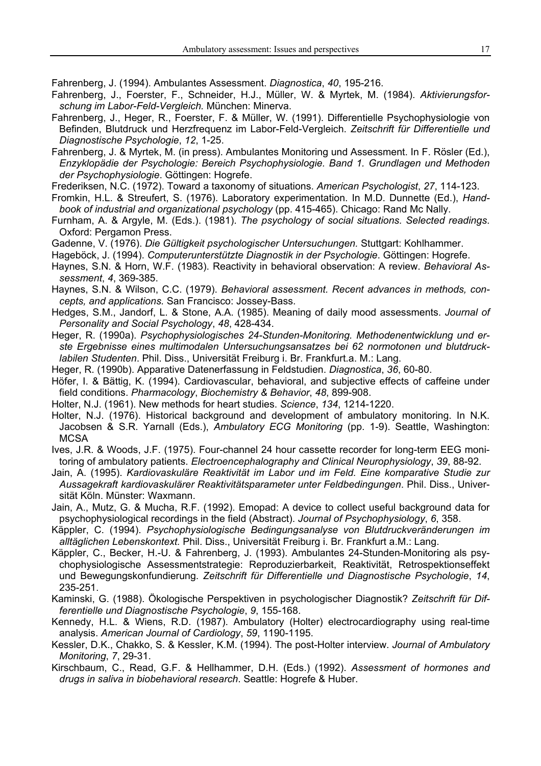Fahrenberg, J. (1994). Ambulantes Assessment. *Diagnostica*, *40*, 195-216.

Fahrenberg, J., Foerster, F., Schneider, H.J., Müller, W. & Myrtek, M. (1984). *Aktivierungsforschung im Labor-Feld-Vergleich.* München: Minerva.

Fahrenberg, J., Heger, R., Foerster, F. & Müller, W. (1991). Differentielle Psychophysiologie von Befinden, Blutdruck und Herzfrequenz im Labor-Feld-Vergleich. *Zeitschrift für Differentielle und Diagnostische Psychologie*, *12*, 1-25.

Fahrenberg, J. & Myrtek, M. (in press). Ambulantes Monitoring und Assessment. In F. Rösler (Ed.), *Enzyklopädie der Psychologie: Bereich Psychophysiologie. Band 1. Grundlagen und Methoden der Psychophysiologie*. Göttingen: Hogrefe.

Frederiksen, N.C. (1972). Toward a taxonomy of situations. *American Psychologist*, *27*, 114-123.

Fromkin, H.L. & Streufert, S. (1976). Laboratory experimentation. In M.D. Dunnette (Ed.), *Handbook of industrial and organizational psychology* (pp. 415-465). Chicago: Rand Mc Nally.

Furnham, A. & Argyle, M. (Eds.). (1981). *The psychology of social situations. Selected readings*. Oxford: Pergamon Press.

Gadenne, V. (1976). *Die Gültigkeit psychologischer Untersuchungen.* Stuttgart: Kohlhammer.

Hageböck, J. (1994). *Computerunterstützte Diagnostik in der Psychologie*. Göttingen: Hogrefe.

Haynes, S.N. & Horn, W.F. (1983). Reactivity in behavioral observation: A review. *Behavioral Assessment*, *4*, 369-385.

Haynes, S.N. & Wilson, C.C. (1979). *Behavioral assessment. Recent advances in methods, concepts, and applications.* San Francisco: Jossey-Bass.

Hedges, S.M., Jandorf, L. & Stone, A.A. (1985). Meaning of daily mood assessments. *Journal of Personality and Social Psychology*, *48*, 428-434.

Heger, R. (1990a). *Psychophysiologisches 24-Stunden-Monitoring. Methodenentwicklung und erste Ergebnisse eines multimodalen Untersuchungsansatzes bei 62 normotonen und blutdrucklabilen Studenten*. Phil. Diss., Universität Freiburg i. Br. Frankfurt.a. M.: Lang.

Heger, R. (1990b). Apparative Datenerfassung in Feldstudien. *Diagnostica*, *36*, 60-80.

Höfer, I. & Bättig, K. (1994). Cardiovascular, behavioral, and subjective effects of caffeine under field conditions. *Pharmacology*, *Biochemistry & Behavior*, *48*, 899-908.

Holter, N.J. (1961). New methods for heart studies. *Science*, *134*, 1214-1220.

Holter, N.J. (1976). Historical background and development of ambulatory monitoring. In N.K. Jacobsen & S.R. Yarnall (Eds.), *Ambulatory ECG Monitoring* (pp. 1-9). Seattle, Washington: MCSA

Ives, J.R. & Woods, J.F. (1975). Four-channel 24 hour cassette recorder for long-term EEG monitoring of ambulatory patients. *Electroencephalography and Clinical Neurophysiology*, *39*, 88-92.

Jain, A. (1995). *Kardiovaskuläre Reaktivität im Labor und im Feld. Eine komparative Studie zur Aussagekraft kardiovaskulärer Reaktivitätsparameter unter Feldbedingungen*. Phil. Diss., Universität Köln. Münster: Waxmann.

Jain, A., Mutz, G. & Mucha, R.F. (1992). Emopad: A device to collect useful background data for psychophysiological recordings in the field (Abstract). *Journal of Psychophysiology*, *6*, 358.

Käppler, C. (1994). *Psychophysiologische Bedingungsanalyse von Blutdruckveränderungen im alltäglichen Lebenskontext.* Phil. Diss., Universität Freiburg i. Br. Frankfurt a.M.: Lang.

Käppler, C., Becker, H.-U. & Fahrenberg, J. (1993). Ambulantes 24-Stunden-Monitoring als psychophysiologische Assessmentstrategie: Reproduzierbarkeit, Reaktivität, Retrospektionseffekt und Bewegungskonfundierung. *Zeitschrift für Differentielle und Diagnostische Psychologie*, *14*, 235-251.

Kaminski, G. (1988). Ökologische Perspektiven in psychologischer Diagnostik? *Zeitschrift für Differentielle und Diagnostische Psychologie*, *9*, 155-168.

Kennedy, H.L. & Wiens, R.D. (1987). Ambulatory (Holter) electrocardiography using real-time analysis. *American Journal of Cardiology*, *59*, 1190-1195.

Kessler, D.K., Chakko, S. & Kessler, K.M. (1994). The post-Holter interview. *Journal of Ambulatory Monitoring*, *7*, 29-31.

Kirschbaum, C., Read, G.F. & Hellhammer, D.H. (Eds.) (1992). *Assessment of hormones and drugs in saliva in biobehavioral research*. Seattle: Hogrefe & Huber.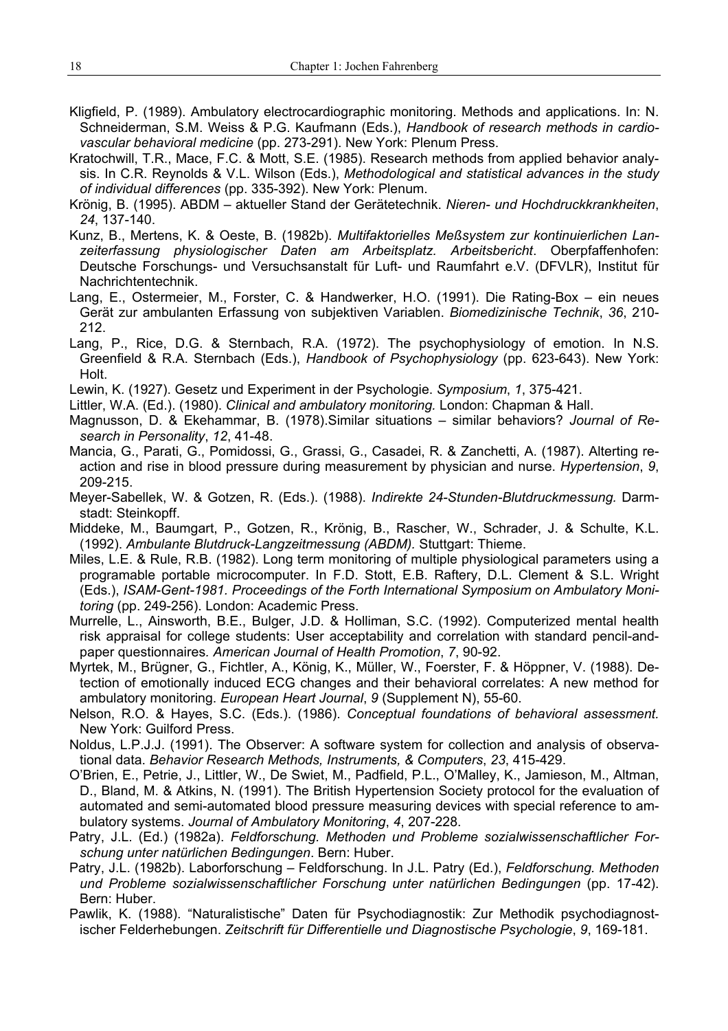Kligfield, P. (1989). Ambulatory electrocardiographic monitoring. Methods and applications. In: N. Schneiderman, S.M. Weiss & P.G. Kaufmann (Eds.), *Handbook of research methods in cardiovascular behavioral medicine* (pp. 273-291). New York: Plenum Press.

Kratochwill, T.R., Mace, F.C. & Mott, S.E. (1985). Research methods from applied behavior analysis. In C.R. Reynolds & V.L. Wilson (Eds.), *Methodological and statistical advances in the study of individual differences* (pp. 335-392). New York: Plenum.

Krönig, B. (1995). ABDM – aktueller Stand der Gerätetechnik. *Nieren- und Hochdruckkrankheiten*, *24*, 137-140.

Kunz, B., Mertens, K. & Oeste, B. (1982b). *Multifaktorielles Meßsystem zur kontinuierlichen Lanzeiterfassung physiologischer Daten am Arbeitsplatz. Arbeitsbericht*. Oberpfaffenhofen: Deutsche Forschungs- und Versuchsanstalt für Luft- und Raumfahrt e.V. (DFVLR), Institut für Nachrichtentechnik.

Lang, E., Ostermeier, M., Forster, C. & Handwerker, H.O. (1991). Die Rating-Box – ein neues Gerät zur ambulanten Erfassung von subjektiven Variablen. *Biomedizinische Technik*, *36*, 210-212.

Lang, P., Rice, D.G. & Sternbach, R.A. (1972). The psychophysiology of emotion. In N.S. Greenfield & R.A. Sternbach (Eds.), *Handbook of Psychophysiology* (pp. 623-643). New York: Holt.

Lewin, K. (1927). Gesetz und Experiment in der Psychologie. *Symposium*, *1*, 375-421.

Littler, W.A. (Ed.). (1980). *Clinical and ambulatory monitoring.* London: Chapman & Hall.

Magnusson, D. & Ekehammar, B. (1978).Similar situations – similar behaviors? *Journal of Research in Personality*, *12*, 41-48.

Mancia, G., Parati, G., Pomidossi, G., Grassi, G., Casadei, R. & Zanchetti, A. (1987). Alterting reaction and rise in blood pressure during measurement by physician and nurse. *Hypertension*, *9*, 209-215.

Meyer-Sabellek, W. & Gotzen, R. (Eds.). (1988). *Indirekte 24-Stunden-Blutdruckmessung.* Darmstadt: Steinkopff.

Middeke, M., Baumgart, P., Gotzen, R., Krönig, B., Rascher, W., Schrader, J. & Schulte, K.L. (1992). *Ambulante Blutdruck-Langzeitmessung (ABDM).* Stuttgart: Thieme.

Miles, L.E. & Rule, R.B. (1982). Long term monitoring of multiple physiological parameters using a programable portable microcomputer. In F.D. Stott, E.B. Raftery, D.L. Clement & S.L. Wright (Eds.), *ISAM-Gent-1981. Proceedings of the Forth International Symposium on Ambulatory Monitoring* (pp. 249-256). London: Academic Press.

Murrelle, L., Ainsworth, B.E., Bulger, J.D. & Holliman, S.C. (1992). Computerized mental health risk appraisal for college students: User acceptability and correlation with standard pencil-and-paper questionnaires. *American Journal of Health Promotion*, *7*, 90-92.

Myrtek, M., Brügner, G., Fichtler, A., König, K., Müller, W., Foerster, F. & Höppner, V. (1988). Detection of emotionally induced ECG changes and their behavioral correlates: A new method for ambulatory monitoring. *European Heart Journal*, *9* (Supplement N), 55-60.

Nelson, R.O. & Hayes, S.C. (Eds.). (1986). *Conceptual foundations of behavioral assessment.* New York: Guilford Press.

Noldus, L.P.J.J. (1991). The Observer: A software system for collection and analysis of observational data. *Behavior Research Methods, Instruments, & Computers*, *23*, 415-429.

O'Brien, E., Petrie, J., Littler, W., De Swiet, M., Padfield, P.L., O'Malley, K., Jamieson, M., Altman, D., Bland, M. & Atkins, N. (1991). The British Hypertension Society protocol for the evaluation of automated and semi-automated blood pressure measuring devices with special reference to ambulatory systems. *Journal of Ambulatory Monitoring*, *4*, 207-228.

Patry, J.L. (Ed.) (1982a). *Feldforschung. Methoden und Probleme sozialwissenschaftlicher Forschung unter natürlichen Bedingungen*. Bern: Huber.

Patry, J.L. (1982b). Laborforschung – Feldforschung. In J.L. Patry (Ed.), *Feldforschung. Methoden und Probleme sozialwissenschaftlicher Forschung unter natürlichen Bedingungen* (pp. 17-42). Bern: Huber.

Pawlik, K. (1988). "Naturalistische" Daten für Psychodiagnostik: Zur Methodik psychodiagnostischer Felderhebungen. *Zeitschrift für Differentielle und Diagnostische Psychologie*, *9*, 169-181.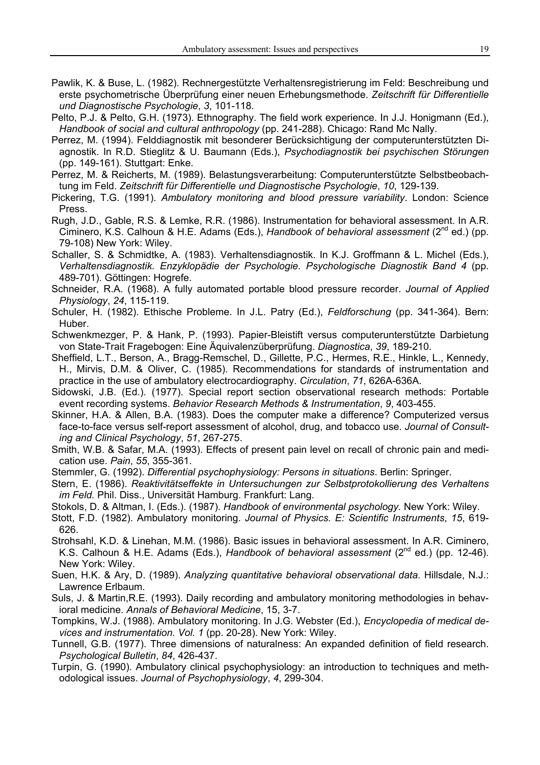Pawlik, K. & Buse, L. (1982). Rechnergestützte Verhaltensregistrierung im Feld: Beschreibung und erste psychometrische Überprüfung einer neuen Erhebungsmethode. *Zeitschrift für Differentielle und Diagnostische Psychologie*, *3*, 101-118.

Pelto, P.J. & Pelto, G.H. (1973). Ethnography. The field work experience. In J.J. Honigmann (Ed.), *Handbook of social and cultural anthropology* (pp. 241-288). Chicago: Rand Mc Nally.

Perrez, M. (1994). Felddiagnostik mit besonderer Berücksichtigung der computerunterstützten Diagnostik. In R.D. Stieglitz & U. Baumann (Eds.), *Psychodiagnostik bei psychischen Störungen* (pp. 149-161). Stuttgart: Enke.

Perrez, M. & Reicherts, M. (1989). Belastungsverarbeitung: Computerunterstützte Selbstbeobachtung im Feld. *Zeitschrift für Differentielle und Diagnostische Psychologie*, *10*, 129-139.

Pickering, T.G. (1991). *Ambulatory monitoring and blood pressure variability*. London: Science Press.

Rugh, J.D., Gable, R.S. & Lemke, R.R. (1986). Instrumentation for behavioral assessment. In A.R. Ciminero, K.S. Calhoun & H.E. Adams (Eds.), *Handbook of behavioral assessment* (2nd ed.) (pp. 79-108) New York: Wiley.

Schaller, S. & Schmidtke, A. (1983). Verhaltensdiagnostik. In K.J. Groffmann & L. Michel (Eds.), *Verhaltensdiagnostik. Enzyklopädie der Psychologie. Psychologische Diagnostik Band 4* (pp. 489-701). Göttingen: Hogrefe.

Schneider, R.A. (1968). A fully automated portable blood pressure recorder. *Journal of Applied Physiology*, *24*, 115-119.

Schuler, H. (1982). Ethische Probleme. In J.L. Patry (Ed.), *Feldforschung* (pp. 341-364). Bern: Huber.

Schwenkmezger, P. & Hank, P. (1993). Papier-Bleistift versus computerunterstützte Darbietung von State-Trait Fragebogen: Eine Äquivalenzüberprüfung. *Diagnostica*, *39*, 189-210.

Sheffield, L.T., Berson, A., Bragg-Remschel, D., Gillette, P.C., Hermes, R.E., Hinkle, L., Kennedy, H., Mirvis, D.M. & Oliver, C. (1985). Recommendations for standards of instrumentation and practice in the use of ambulatory electrocardiography. *Circulation*, *71*, 626A-636A.

Sidowski, J.B. (Ed.). (1977). Special report section observational research methods: Portable event recording systems. *Behavior Research Methods & Instrumentation*, *9*, 403-455.

Skinner, H.A. & Allen, B.A. (1983). Does the computer make a difference? Computerized versus face-to-face versus self-report assessment of alcohol, drug, and tobacco use. *Journal of Consulting and Clinical Psychology*, *51*, 267-275.

Smith, W.B. & Safar, M.A. (1993). Effects of present pain level on recall of chronic pain and medication use. *Pain*, *55*, 355-361.

Stemmler, G. (1992). *Differential psychophysiology: Persons in situations*. Berlin: Springer.

Stern, E. (1986). *Reaktivitätseffekte in Untersuchungen zur Selbstprotokollierung des Verhaltens im Feld.* Phil. Diss., Universität Hamburg. Frankfurt: Lang.

Stokols, D. & Altman, I. (Eds.). (1987). *Handbook of environmental psychology.* New York: Wiley.

Stott, F.D. (1982). Ambulatory monitoring. *Journal of Physics. E: Scientific Instruments*, *15*, 619-626.

Strohsahl, K.D. & Linehan, M.M. (1986). Basic issues in behavioral assessment. In A.R. Ciminero, K.S. Calhoun & H.E. Adams (Eds.), *Handbook of behavioral assessment* (2nd ed.) (pp. 12-46). New York: Wiley.

Suen, H.K. & Ary, D. (1989). *Analyzing quantitative behavioral observational data.* Hillsdale, N.J.: Lawrence Erlbaum.

Suls, J. & Martin,R.E. (1993). Daily recording and ambulatory monitoring methodologies in behavioral medicine. *Annals of Behavioral Medicine*, 15, 3-7.

Tompkins, W.J. (1988). Ambulatory monitoring. In J.G. Webster (Ed.), *Encyclopedia of medical devices and instrumentation. Vol. 1* (pp. 20-28). New York: Wiley.

Tunnell, G.B. (1977). Three dimensions of naturalness: An expanded definition of field research. *Psychological Bulletin*, *84*, 426-437.

Turpin, G. (1990). Ambulatory clinical psychophysiology: an introduction to techniques and methodological issues. *Journal of Psychophysiology*, *4*, 299-304.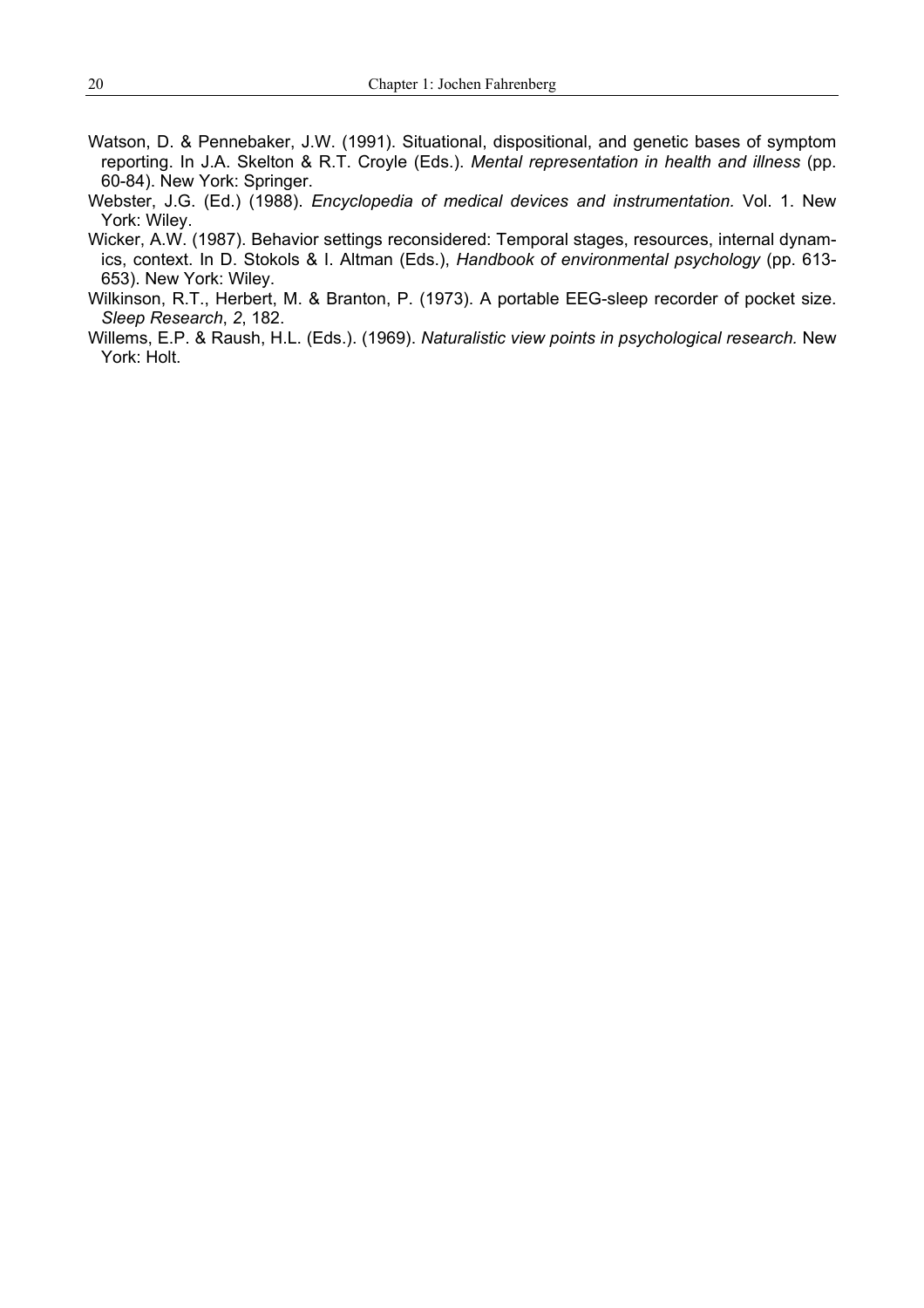Watson, D. & Pennebaker, J.W. (1991). Situational, dispositional, and genetic bases of symptom reporting. In J.A. Skelton & R.T. Croyle (Eds.). *Mental representation in health and illness* (pp. 60-84). New York: Springer.

Webster, J.G. (Ed.) (1988). *Encyclopedia of medical devices and instrumentation.* Vol. 1. New York: Wiley.

Wicker, A.W. (1987). Behavior settings reconsidered: Temporal stages, resources, internal dynamics, context. In D. Stokols & I. Altman (Eds.), *Handbook of environmental psychology* (pp. 613-653). New York: Wiley.

Wilkinson, R.T., Herbert, M. & Branton, P. (1973). A portable EEG-sleep recorder of pocket size. *Sleep Research*, *2*, 182.

Willems, E.P. & Raush, H.L. (Eds.). (1969). *Naturalistic view points in psychological research.* New York: Holt.